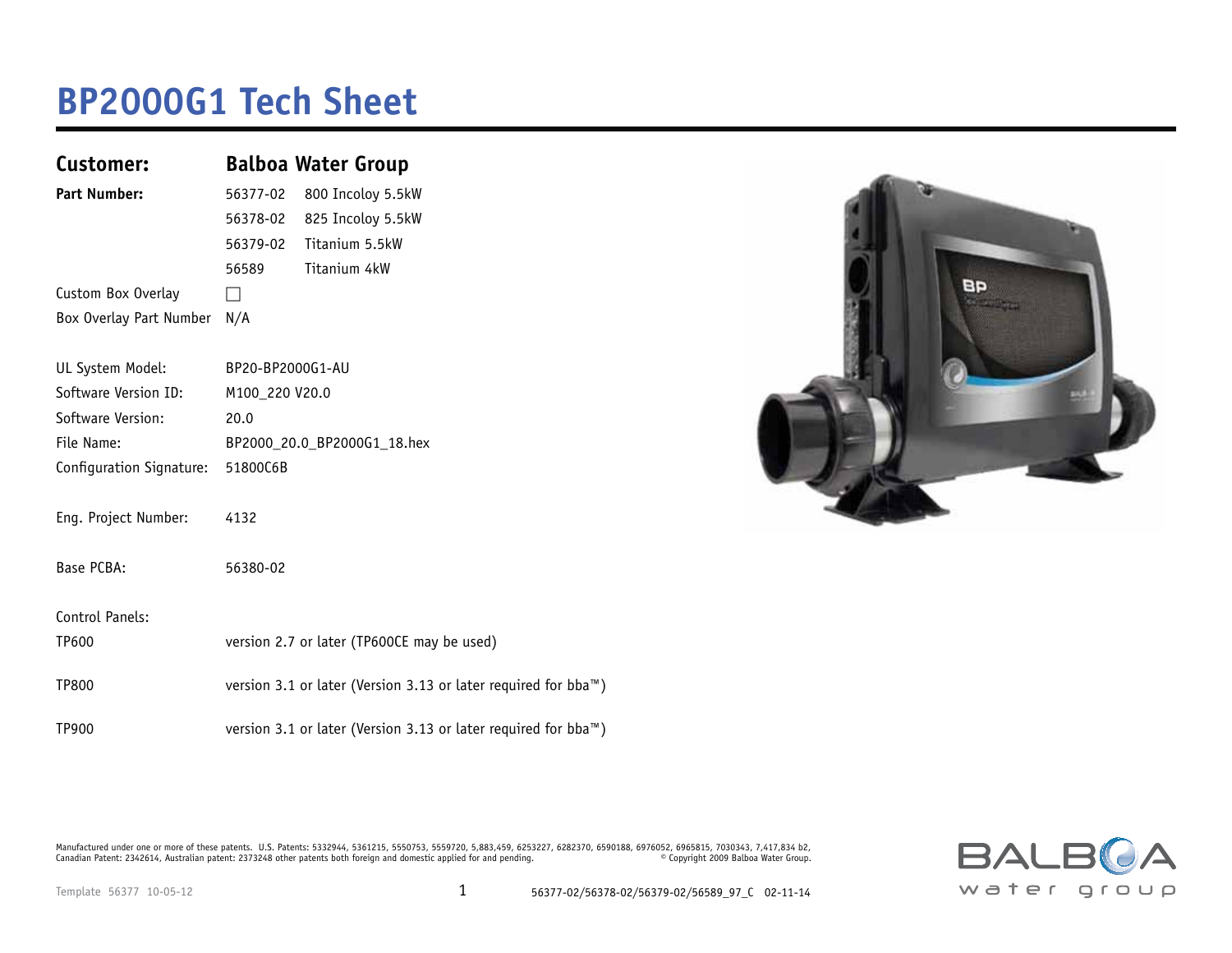# BP2000G1 Tech Sheet

| | | |
|---|---|---|
| **Customer:** | **Balboa Water Group** | |
| **Part Number:** | 56377-02 | 800 Incoloy 5.5kW |
| | 56378-02 | 825 Incoloy 5.5kW |
| | 56379-02 | Titanium 5.5kW |
| | 56589 | Titanium 4kW |
| Custom Box Overlay | ☐ | |
| Box Overlay Part Number | N/A | |

UL System Model: BP20-BP2000G1-AU

Software Version ID: M100_220 V20.0

Software Version: 20.0

File Name: BP2000_20.0_BP2000G1_18.hex

Configuration Signature: 51800C6B

Eng. Project Number: 4132

Base PCBA: 56380-02

Control Panels:

TP600 — version 2.7 or later (TP600CE may be used)

TP800 — version 3.1 or later (Version 3.13 or later required for bba™)

TP900 — version 3.1 or later (Version 3.13 or later required for bba™)

Manufactured under one or more of these patents. U.S. Patents: 5332944, 5361215, 5550753, 5559720, 5,883,459, 6253227, 6282370, 6590188, 6976052, 6965815, 7030343, 7,417,834 b2, Canadian Patent: 2342614, Australian patent: 2373248 other patents both foreign and domestic applied for and pending. © Copyright 2009 Balboa Water Group.

Template 56377 10-05-12

56377-02/56378-02/56379-02/56589_97_C 02-11-14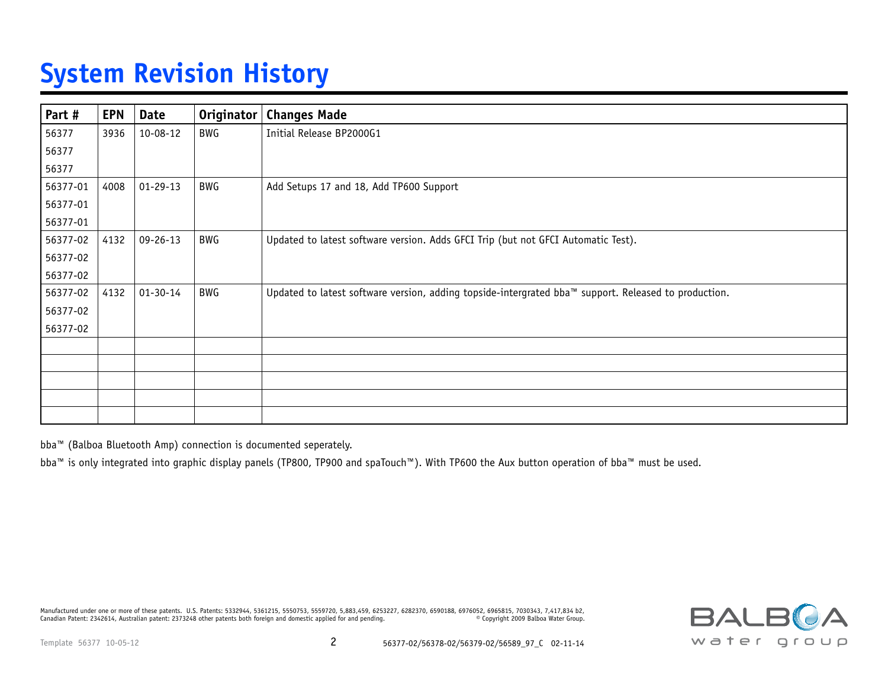# System Revision History

| Part # | EPN | Date | Originator | Changes Made |
|---|---|---|---|---|
| 56377<br>56377<br>56377 | 3936 | 10-08-12 | BWG | Initial Release BP2000G1 |
| 56377-01<br>56377-01<br>56377-01 | 4008 | 01-29-13 | BWG | Add Setups 17 and 18, Add TP600 Support |
| 56377-02<br>56377-02<br>56377-02 | 4132 | 09-26-13 | BWG | Updated to latest software version. Adds GFCI Trip (but not GFCI Automatic Test). |
| 56377-02<br>56377-02<br>56377-02 | 4132 | 01-30-14 | BWG | Updated to latest software version, adding topside-intergrated bba™ support. Released to production. |
| | | | | |
| | | | | |
| | | | | |
| | | | | |
| | | | | |

bba™ (Balboa Bluetooth Amp) connection is documented seperately.

bba™ is only integrated into graphic display panels (TP800, TP900 and spaTouch™). With TP600 the Aux button operation of bba™ must be used.

Manufactured under one or more of these patents. U.S. Patents: 5332944, 5361215, 5550753, 5559720, 5,883,459, 6253227, 6282370, 6590188, 6976052, 6965815, 7030343, 7,417,834 b2, Canadian Patent: 2342614, Australian patent: 2373248 other patents both foreign and domestic applied for and pending. © Copyright 2009 Balboa Water Group.

Template 56377 10-05-12

56377-02/56378-02/56379-02/56589_97_C 02-11-14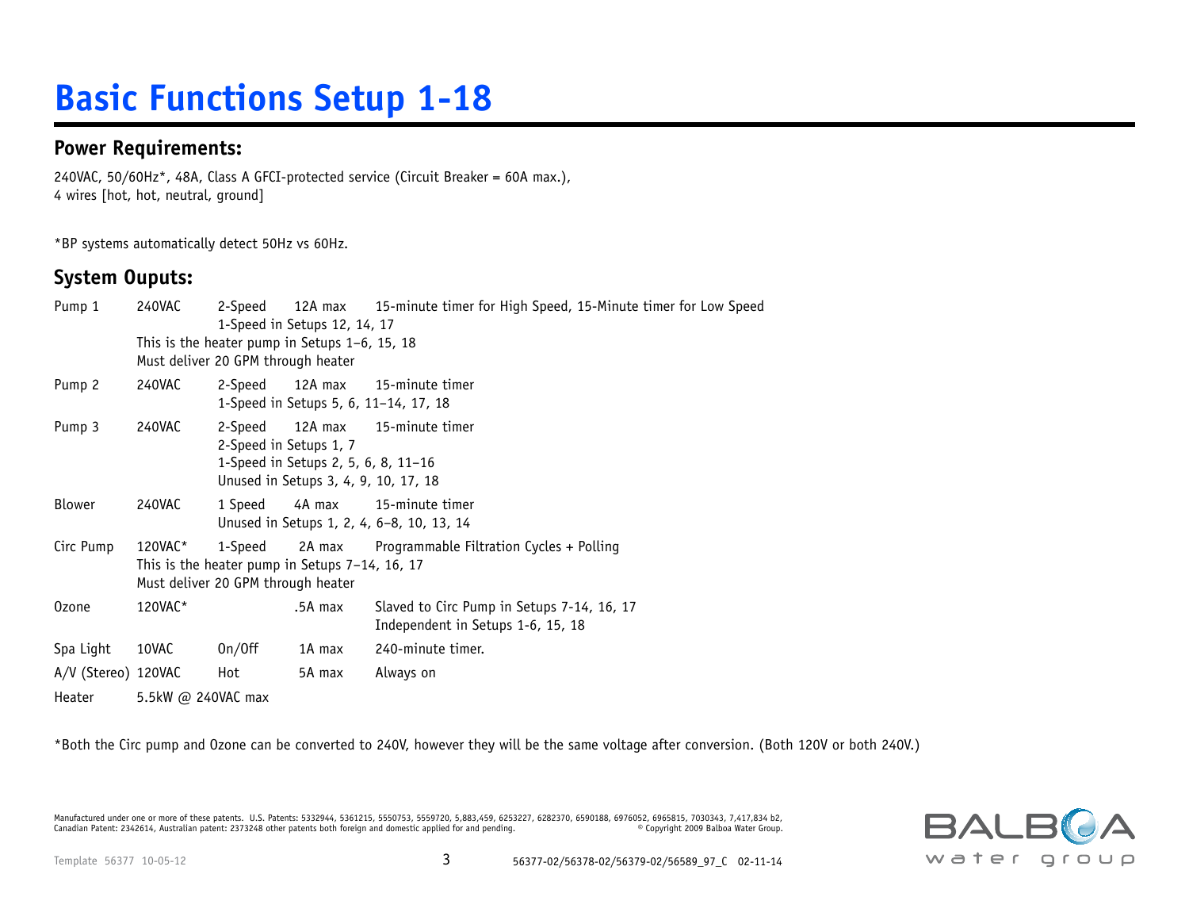# Basic Functions Setup 1-18

## Power Requirements:

240VAC, 50/60Hz*, 48A, Class A GFCI-protected service (Circuit Breaker = 60A max.),
4 wires [hot, hot, neutral, ground]

*BP systems automatically detect 50Hz vs 60Hz.

## System Ouputs:

| | | | | |
|---|---|---|---|---|
| Pump 1 | 240VAC | 2-Speed | 12A max | 15-minute timer for High Speed, 15-Minute timer for Low Speed |
| | | 1-Speed in Setups 12, 14, 17 | | |
| | This is the heater pump in Setups 1–6, 15, 18 | | | |
| | Must deliver 20 GPM through heater | | | |
| Pump 2 | 240VAC | 2-Speed | 12A max | 15-minute timer |
| | | 1-Speed in Setups 5, 6, 11–14, 17, 18 | | |
| Pump 3 | 240VAC | 2-Speed | 12A max | 15-minute timer |
| | | 2-Speed in Setups 1, 7 | | |
| | | 1-Speed in Setups 2, 5, 6, 8, 11–16 | | |
| | | Unused in Setups 3, 4, 9, 10, 17, 18 | | |
| Blower | 240VAC | 1 Speed | 4A max | 15-minute timer |
| | | Unused in Setups 1, 2, 4, 6–8, 10, 13, 14 | | |
| Circ Pump | 120VAC* | 1-Speed | 2A max | Programmable Filtration Cycles + Polling |
| | This is the heater pump in Setups 7–14, 16, 17 | | | |
| | Must deliver 20 GPM through heater | | | |
| Ozone | 120VAC* | | .5A max | Slaved to Circ Pump in Setups 7-14, 16, 17 |
| | | | | Independent in Setups 1-6, 15, 18 |
| Spa Light | 10VAC | On/Off | 1A max | 240-minute timer. |
| A/V (Stereo) | 120VAC | Hot | 5A max | Always on |
| Heater | 5.5kW @ 240VAC max | | | |

*Both the Circ pump and Ozone can be converted to 240V, however they will be the same voltage after conversion. (Both 120V or both 240V.)

Manufactured under one or more of these patents. U.S. Patents: 5332944, 5361215, 5550753, 5559720, 5,883,459, 6253227, 6282370, 6590188, 6976052, 6965815, 7030343, 7,417,834 b2, Canadian Patent: 2342614, Australian patent: 2373248 other patents both foreign and domestic applied for and pending. © Copyright 2009 Balboa Water Group.

Template 56377 10-05-12 56377-02/56378-02/56379-02/56589_97_C 02-11-14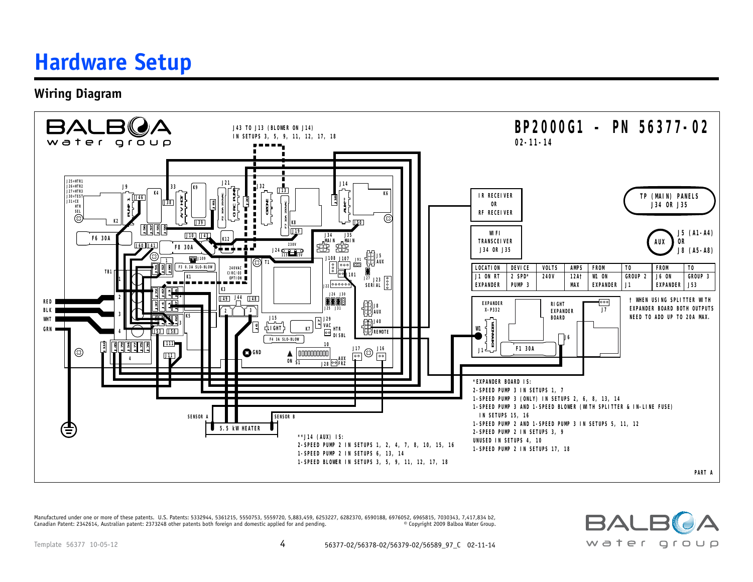# Hardware Setup

## Wiring Diagram

BP2000G1 - PN 56377-02
02-11-14

J43 TO J13 (BLOWER ON J14)
IN SETUPS 3, 5, 9, 11, 12, 17, 18

IR RECEIVER
OR
RF RECEIVER

WIFI
TRANSCEIVER
J34 OR J35

TP (MAIN) PANELS
J34 OR J35

AUX
J5 (A1-A4)
OR
J8 (A5-A8)

| LOCATION | DEVICE | VOLTS | AMPS | FROM | TO | FROM | TO |
|---|---|---|---|---|---|---|---|
| J1 ON RT EXPANDER | 2 SPD* PUMP 3 | 240V | 12A† MAX | W1 ON EXPANDER | GROUP 2 J1 | J6 ON EXPANDER | GROUP 3 J53 |

† WHEN USING SPLITTER WITH EXPANDER BOARD BOTH OUTPUTS NEED TO ADD UP TO 20A MAX.

EXPANDER X-P332

RIGHT EXPANDER BOARD

F1 30A

5.5 kW HEATER

SENSOR A

SENSOR B

*EXPANDER BOARD IS:
2-SPEED PUMP 3 IN SETUPS 1, 7
1-SPEED PUMP 3 (ONLY) IN SETUPS 2, 6, 8, 13, 14
1-SPEED PUMP 3 AND 1-SPEED BLOWER (WITH SPLITTER & IN-LINE FUSE) IN SETUPS 15, 16
1-SPEED PUMP 2 AND 1-SPEED PUMP 3 IN SETUPS 5, 11, 12
2-SPEED PUMP 2 IN SETUPS 3, 9
UNUSED IN SETUPS 4, 10
1-SPEED PUMP 2 IN SETUPS 17, 18

**J14 (AUX) IS:
2-SPEED PUMP 2 IN SETUPS 1, 2, 4, 7, 8, 10, 15, 16
1-SPEED PUMP 2 IN SETUPS 6, 13, 14
1-SPEED BLOWER IN SETUPS 3, 5, 9, 11, 12, 17, 18

PART A

Manufactured under one or more of these patents. U.S. Patents: 5332944, 5361215, 5550753, 5559720, 5,883,459, 6253227, 6282370, 6590188, 6976052, 6965815, 7030343, 7,417,834 b2, Canadian Patent: 2342614, Australian patent: 2373248 other patents both foreign and domestic applied for and pending. © Copyright 2009 Balboa Water Group.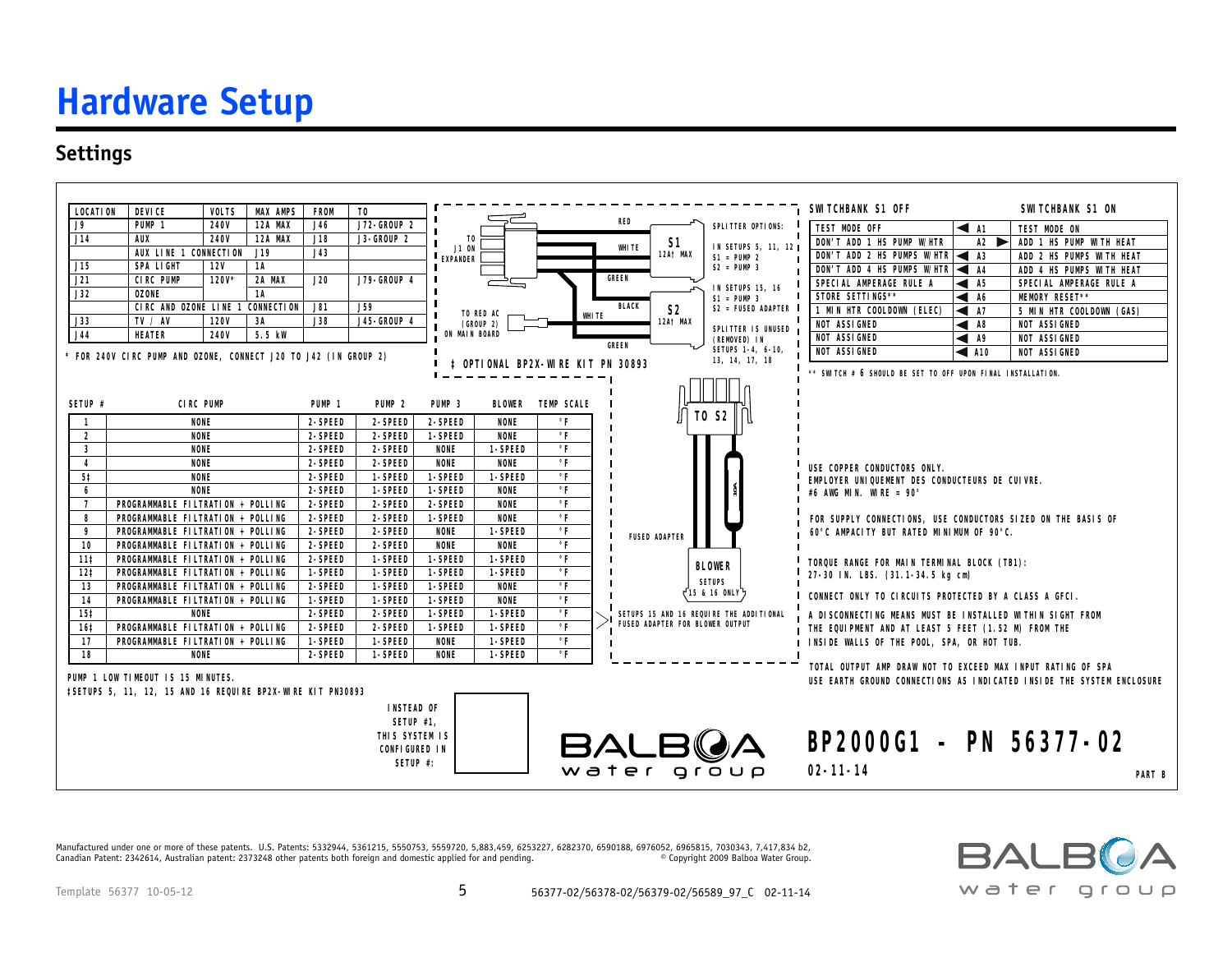# Hardware Setup

## Settings

| LOCATION | DEVICE | VOLTS | MAX AMPS | FROM | TO |
|---|---|---|---|---|---|
| J9 | PUMP 1 | 240V | 12A MAX | J46 | J72-GROUP 2 |
| J14 | AUX | 240V | 12A MAX | J18 | J3-GROUP 2 |
| | AUX LINE 1 CONNECTION | | | J19 | J43 |
| J15 | SPA LIGHT | 12V | 1A | | |
| J21 | CIRC PUMP | 120V* | 2A MAX | J20 | J79-GROUP 4 |
| J32 | OZONE | | 1A | | |
| | CIRC AND OZONE LINE 1 CONNECTION | | | J81 | J59 |
| J33 | TV / AV | 120V | 3A | J38 | J45-GROUP 4 |
| J44 | HEATER | 240V | 5.5 kW | | |

\* FOR 240V CIRC PUMP AND OZONE, CONNECT J20 TO J42 (IN GROUP 2)

TO J1 ON EXPANDER — RED, WHITE, GREEN — S1 12A† MAX

TO RED AC (GROUP 2) ON MAIN BOARD — WHITE, BLACK, GREEN — S2 12A† MAX

SPLITTER OPTIONS:

IN SETUPS 5, 11, 12
S1 = PUMP 2
S2 = PUMP 3

IN SETUPS 15, 16
S1 = PUMP 3
S2 = FUSED ADAPTER

SPLITTER IS UNUSED (REMOVED) IN SETUPS 1-4, 6-10, 13, 14, 17, 18

‡ OPTIONAL BP2X-WIRE KIT PN 30893

TO S2 — FUSED ADAPTER — 5A — BLOWER SETUPS 15 & 16 ONLY

SETUPS 15 AND 16 REQUIRE THE ADDITIONAL FUSED ADAPTER FOR BLOWER OUTPUT

| SETUP # | CIRC PUMP | PUMP 1 | PUMP 2 | PUMP 3 | BLOWER | TEMP SCALE |
|---|---|---|---|---|---|---|
| 1 | NONE | 2-SPEED | 2-SPEED | 2-SPEED | NONE | °F |
| 2 | NONE | 2-SPEED | 2-SPEED | 1-SPEED | NONE | °F |
| 3 | NONE | 2-SPEED | 2-SPEED | NONE | 1-SPEED | °F |
| 4 | NONE | 2-SPEED | 2-SPEED | NONE | NONE | °F |
| 5‡ | NONE | 2-SPEED | 1-SPEED | 1-SPEED | 1-SPEED | °F |
| 6 | NONE | 2-SPEED | 1-SPEED | 1-SPEED | NONE | °F |
| 7 | PROGRAMMABLE FILTRATION + POLLING | 2-SPEED | 2-SPEED | 2-SPEED | NONE | °F |
| 8 | PROGRAMMABLE FILTRATION + POLLING | 2-SPEED | 2-SPEED | 1-SPEED | NONE | °F |
| 9 | PROGRAMMABLE FILTRATION + POLLING | 2-SPEED | 2-SPEED | NONE | 1-SPEED | °F |
| 10 | PROGRAMMABLE FILTRATION + POLLING | 2-SPEED | 2-SPEED | NONE | NONE | °F |
| 11‡ | PROGRAMMABLE FILTRATION + POLLING | 2-SPEED | 1-SPEED | 1-SPEED | 1-SPEED | °F |
| 12‡ | PROGRAMMABLE FILTRATION + POLLING | 1-SPEED | 1-SPEED | 1-SPEED | 1-SPEED | °F |
| 13 | PROGRAMMABLE FILTRATION + POLLING | 2-SPEED | 1-SPEED | 1-SPEED | NONE | °F |
| 14 | PROGRAMMABLE FILTRATION + POLLING | 1-SPEED | 1-SPEED | 1-SPEED | NONE | °F |
| 15‡ | NONE | 2-SPEED | 2-SPEED | 1-SPEED | 1-SPEED | °F |
| 16‡ | PROGRAMMABLE FILTRATION + POLLING | 2-SPEED | 2-SPEED | 1-SPEED | 1-SPEED | °F |
| 17 | PROGRAMMABLE FILTRATION + POLLING | 1-SPEED | 1-SPEED | NONE | 1-SPEED | °F |
| 18 | NONE | 2-SPEED | 1-SPEED | NONE | 1-SPEED | °F |

PUMP 1 LOW TIMEOUT IS 15 MINUTES.

‡SETUPS 5, 11, 12, 15 AND 16 REQUIRE BP2X-WIRE KIT PN30893

| SWITCHBANK S1 OFF | | SWITCHBANK S1 ON |
|---|---|---|
| TEST MODE OFF | ◄ A1 | TEST MODE ON |
| DON'T ADD 1 HS PUMP W/HTR | A2 ► | ADD 1 HS PUMP WITH HEAT |
| DON'T ADD 2 HS PUMPS W/HTR | ◄ A3 | ADD 2 HS PUMPS WITH HEAT |
| DON'T ADD 4 HS PUMPS W/HTR | ◄ A4 | ADD 4 HS PUMPS WITH HEAT |
| SPECIAL AMPERAGE RULE A | ◄ A5 | SPECIAL AMPERAGE RULE A |
| STORE SETTINGS** | ◄ A6 | MEMORY RESET** |
| 1 MIN HTR COOLDOWN (ELEC) | ◄ A7 | 5 MIN HTR COOLDOWN (GAS) |
| NOT ASSIGNED | ◄ A8 | NOT ASSIGNED |
| NOT ASSIGNED | ◄ A9 | NOT ASSIGNED |
| NOT ASSIGNED | ◄ A10 | NOT ASSIGNED |

** SWITCH # 6 SHOULD BE SET TO OFF UPON FINAL INSTALLATION.

USE COPPER CONDUCTORS ONLY.
EMPLOYER UNIQUEMENT DES CONDUCTEURS DE CUIVRE.
#6 AWG MIN. WIRE = 90°

FOR SUPPLY CONNECTIONS, USE CONDUCTORS SIZED ON THE BASIS OF 60°C AMPACITY BUT RATED MINIMUM OF 90°C.

TORQUE RANGE FOR MAIN TERMINAL BLOCK (TB1):
27-30 IN. LBS. (31.1-34.5 kg cm)

CONNECT ONLY TO CIRCUITS PROTECTED BY A CLASS A GFCI.

A DISCONNECTING MEANS MUST BE INSTALLED WITHIN SIGHT FROM THE EQUIPMENT AND AT LEAST 5 FEET (1.52 M) FROM THE INSIDE WALLS OF THE POOL, SPA, OR HOT TUB.

TOTAL OUTPUT AMP DRAW NOT TO EXCEED MAX INPUT RATING OF SPA

USE EARTH GROUND CONNECTIONS AS INDICATED INSIDE THE SYSTEM ENCLOSURE

INSTEAD OF SETUP #1, THIS SYSTEM IS CONFIGURED IN SETUP #:

BALBOA water group

**BP2000G1 - PN 56377-02**

02-11-14

PART B

Manufactured under one or more of these patents. U.S. Patents: 5332944, 5361215, 5550753, 5559720, 5,883,459, 6253227, 6282370, 6590188, 6976052, 6965815, 7030343, 7,417,834 b2, Canadian Patent: 2342614, Australian patent: 2373248 other patents both foreign and domestic applied for and pending. © Copyright 2009 Balboa Water Group.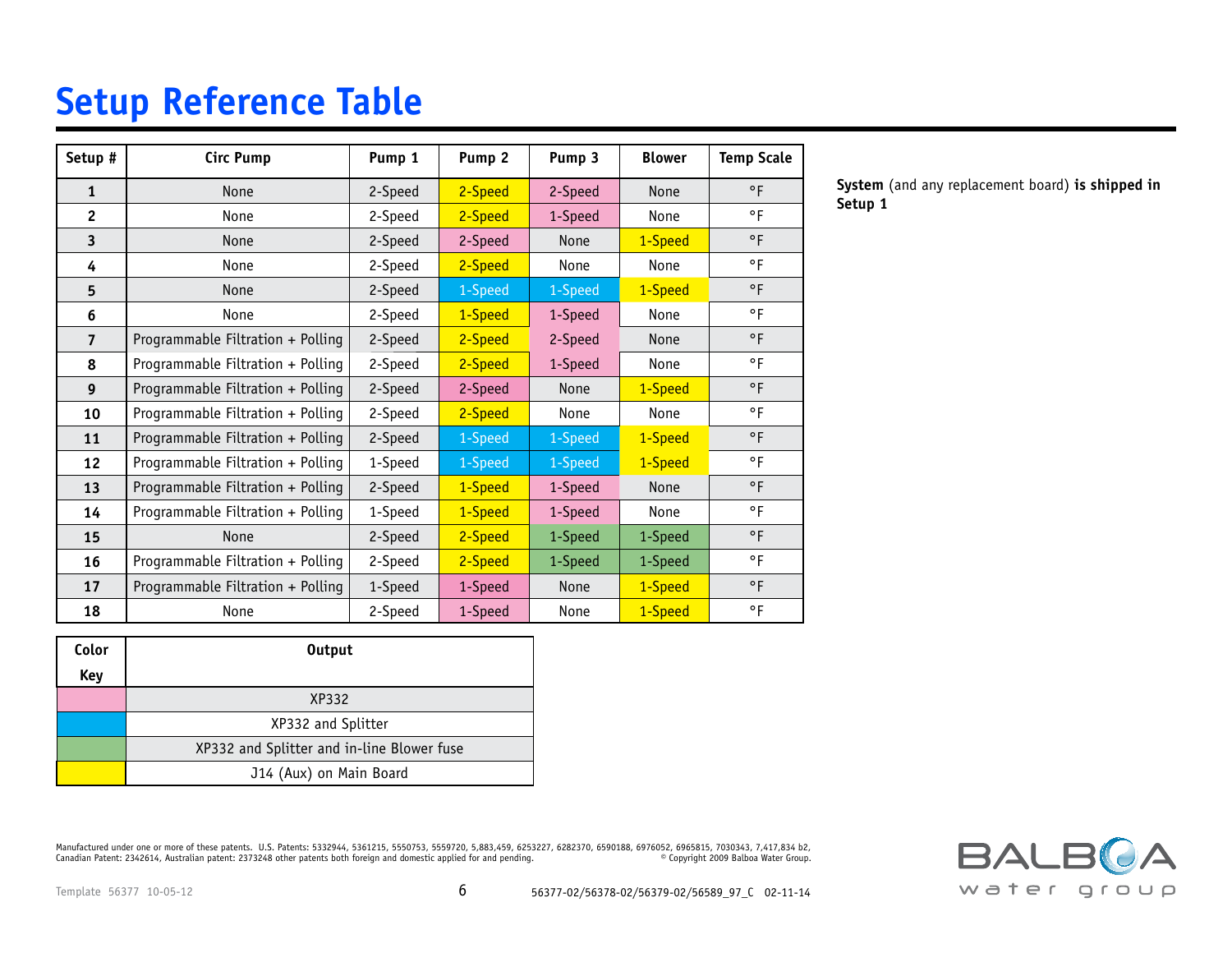# Setup Reference Table

| Setup # | Circ Pump | Pump 1 | Pump 2 | Pump 3 | Blower | Temp Scale |
|---|---|---|---|---|---|---|
| 1 | None | 2-Speed | 2-Speed | 2-Speed | None | °F |
| 2 | None | 2-Speed | 2-Speed | 1-Speed | None | °F |
| 3 | None | 2-Speed | 2-Speed | None | 1-Speed | °F |
| 4 | None | 2-Speed | 2-Speed | None | None | °F |
| 5 | None | 2-Speed | 1-Speed | 1-Speed | 1-Speed | °F |
| 6 | None | 2-Speed | 1-Speed | 1-Speed | None | °F |
| 7 | Programmable Filtration + Polling | 2-Speed | 2-Speed | 2-Speed | None | °F |
| 8 | Programmable Filtration + Polling | 2-Speed | 2-Speed | 1-Speed | None | °F |
| 9 | Programmable Filtration + Polling | 2-Speed | 2-Speed | None | 1-Speed | °F |
| 10 | Programmable Filtration + Polling | 2-Speed | 2-Speed | None | None | °F |
| 11 | Programmable Filtration + Polling | 2-Speed | 1-Speed | 1-Speed | 1-Speed | °F |
| 12 | Programmable Filtration + Polling | 1-Speed | 1-Speed | 1-Speed | 1-Speed | °F |
| 13 | Programmable Filtration + Polling | 2-Speed | 1-Speed | 1-Speed | None | °F |
| 14 | Programmable Filtration + Polling | 1-Speed | 1-Speed | 1-Speed | None | °F |
| 15 | None | 2-Speed | 2-Speed | 1-Speed | 1-Speed | °F |
| 16 | Programmable Filtration + Polling | 2-Speed | 2-Speed | 1-Speed | 1-Speed | °F |
| 17 | Programmable Filtration + Polling | 1-Speed | 1-Speed | None | 1-Speed | °F |
| 18 | None | 2-Speed | 1-Speed | None | 1-Speed | °F |

**System** (and any replacement board) **is shipped in Setup 1**

| Color Key | Output |
|---|---|
| Pink | XP332 |
| Blue | XP332 and Splitter |
| Green | XP332 and Splitter and in-line Blower fuse |
| Yellow | J14 (Aux) on Main Board |

Manufactured under one or more of these patents. U.S. Patents: 5332944, 5361215, 5550753, 5559720, 5,883,459, 6253227, 6282370, 6590188, 6976052, 6965815, 7030343, 7,417,834 b2, Canadian Patent: 2342614, Australian patent: 2373248 other patents both foreign and domestic applied for and pending. © Copyright 2009 Balboa Water Group.

Template 56377 10-05-12

56377-02/56378-02/56379-02/56589_97_C 02-11-14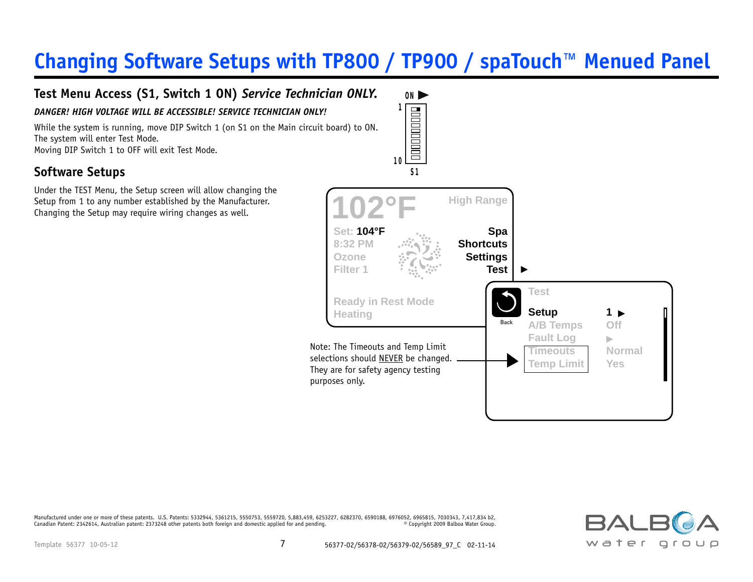# Changing Software Setups with TP800 / TP900 / spaTouch™ Menued Panel

## Test Menu Access (S1, Switch 1 ON) *Service Technician ONLY.*

***DANGER! HIGH VOLTAGE WILL BE ACCESSIBLE! SERVICE TECHNICIAN ONLY!***

While the system is running, move DIP Switch 1 (on S1 on the Main circuit board) to ON.
The system will enter Test Mode.
Moving DIP Switch 1 to OFF will exit Test Mode.

ON
1
10
S1

## Software Setups

Under the TEST Menu, the Setup screen will allow changing the Setup from 1 to any number established by the Manufacturer. Changing the Setup may require wiring changes as well.

102°F
High Range
Set: 104°F
8:32 PM
Ozone
Filter 1
Spa
Shortcuts
Settings
Test
Ready in Rest Mode
Heating

Back
Test

| | |
|---|---|
| Setup | 1 |
| A/B Temps | Off |
| Fault Log | |
| Timeouts | Normal |
| Temp Limit | Yes |

Note: The Timeouts and Temp Limit selections should NEVER be changed. They are for safety agency testing purposes only.

Manufactured under one or more of these patents. U.S. Patents: 5332944, 5361215, 5550753, 5559720, 5,883,459, 6253227, 6282370, 6590188, 6976052, 6965815, 7030343, 7,417,834 b2, Canadian Patent: 2342614, Australian patent: 2373248 other patents both foreign and domestic applied for and pending. © Copyright 2009 Balboa Water Group.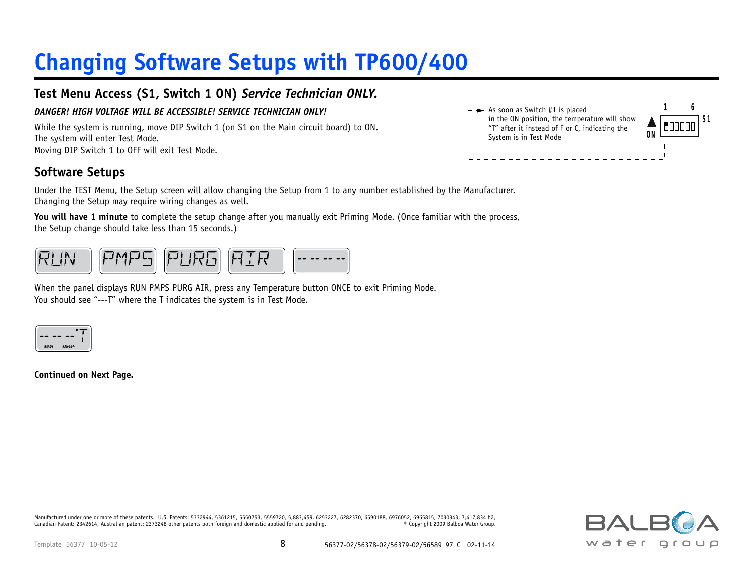# Changing Software Setups with TP600/400

## Test Menu Access (S1, Switch 1 ON) *Service Technician ONLY.*

***DANGER! HIGH VOLTAGE WILL BE ACCESSIBLE! SERVICE TECHNICIAN ONLY!***

While the system is running, move DIP Switch 1 (on S1 on the Main circuit board) to ON.
The system will enter Test Mode.
Moving DIP Switch 1 to OFF will exit Test Mode.

As soon as Switch #1 is placed in the ON position, the temperature will show "T" after it instead of F or C, indicating the System is in Test Mode

1 6 S1 ON

## Software Setups

Under the TEST Menu, the Setup screen will allow changing the Setup from 1 to any number established by the Manufacturer.
Changing the Setup may require wiring changes as well.

**You will have 1 minute** to complete the setup change after you manually exit Priming Mode. (Once familiar with the process, the Setup change should take less than 15 seconds.)

RUN PMPS PURG AIR -- -- -- --

When the panel displays RUN PMPS PURG AIR, press any Temperature button ONCE to exit Priming Mode.
You should see "---T" where the T indicates the system is in Test Mode.

-- -- --°T READY RANGE

**Continued on Next Page.**

Manufactured under one or more of these patents. U.S. Patents: 5332944, 5361215, 5550753, 5559720, 5,883,459, 6253227, 6282370, 6590188, 6976052, 6965815, 7030343, 7,417,834 b2, Canadian Patent: 2342614, Australian patent: 2373248 other patents both foreign and domestic applied for and pending. © Copyright 2009 Balboa Water Group.

Template 56377 10-05-12

56377-02/56378-02/56379-02/56589_97_C 02-11-14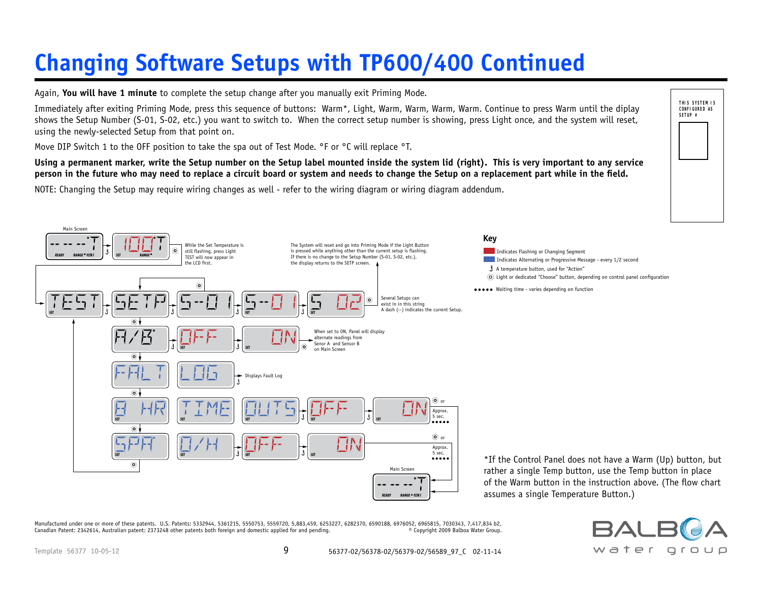# Changing Software Setups with TP600/400 Continued

Again, **You will have 1 minute** to complete the setup change after you manually exit Priming Mode.

Immediately after exiting Priming Mode, press this sequence of buttons: Warm*, Light, Warm, Warm, Warm, Warm. Continue to press Warm until the diplay shows the Setup Number (S-01, S-02, etc.) you want to switch to. When the correct setup number is showing, press Light once, and the system will reset, using the newly-selected Setup from that point on.

Move DIP Switch 1 to the OFF position to take the spa out of Test Mode. °F or °C will replace °T.

**Using a permanent marker, write the Setup number on the Setup label mounted inside the system lid (right). This is very important to any service person in the future who may need to replace a circuit board or system and needs to change the Setup on a replacement part while in the field.**

NOTE: Changing the Setup may require wiring changes as well - refer to the wiring diagram or wiring diagram addendum.

THIS SYSTEM IS CONFIGURED AS SETUP #

Main Screen

While the Set Temperature is still flashing, press Light TEST will now appear in the LCD first.

The System will reset and go into Priming Mode if the Light Button is pressed while anything other than the current setup is flashing. If there is no change to the Setup Number (S-01, S-02, etc.), the display returns to the SETP screen.

Several Setups can exist in in this string
A dash (--) indicates the current Setup.

When set to ON, Panel will display alternate readings from Senor A and Sensor B on Main Screen

Displays Fault Log

or
Approx. 5 sec.

Main Screen

## Key

- Indicates Flashing or Changing Segment
- Indicates Alternating or Progressive Message - every 1/2 second
- A temperature button, used for "Action"
- Light or dedicated "Choose" button, depending on control panel configuration
- Waiting time - varies depending on function

*If the Control Panel does not have a Warm (Up) button, but rather a single Temp button, use the Temp button in place of the Warm button in the instruction above. (The flow chart assumes a single Temperature Button.)

Manufactured under one or more of these patents. U.S. Patents: 5332944, 5361215, 5550753, 5559720, 5,883,459, 6253227, 6282370, 6590188, 6976052, 6965815, 7030343, 7,417,834 b2, Canadian Patent: 2342614, Australian patent: 2373248 other patents both foreign and domestic applied for and pending. © Copyright 2009 Balboa Water Group.

Template 56377 10-05-12

56377-02/56378-02/56379-02/56589_97_C 02-11-14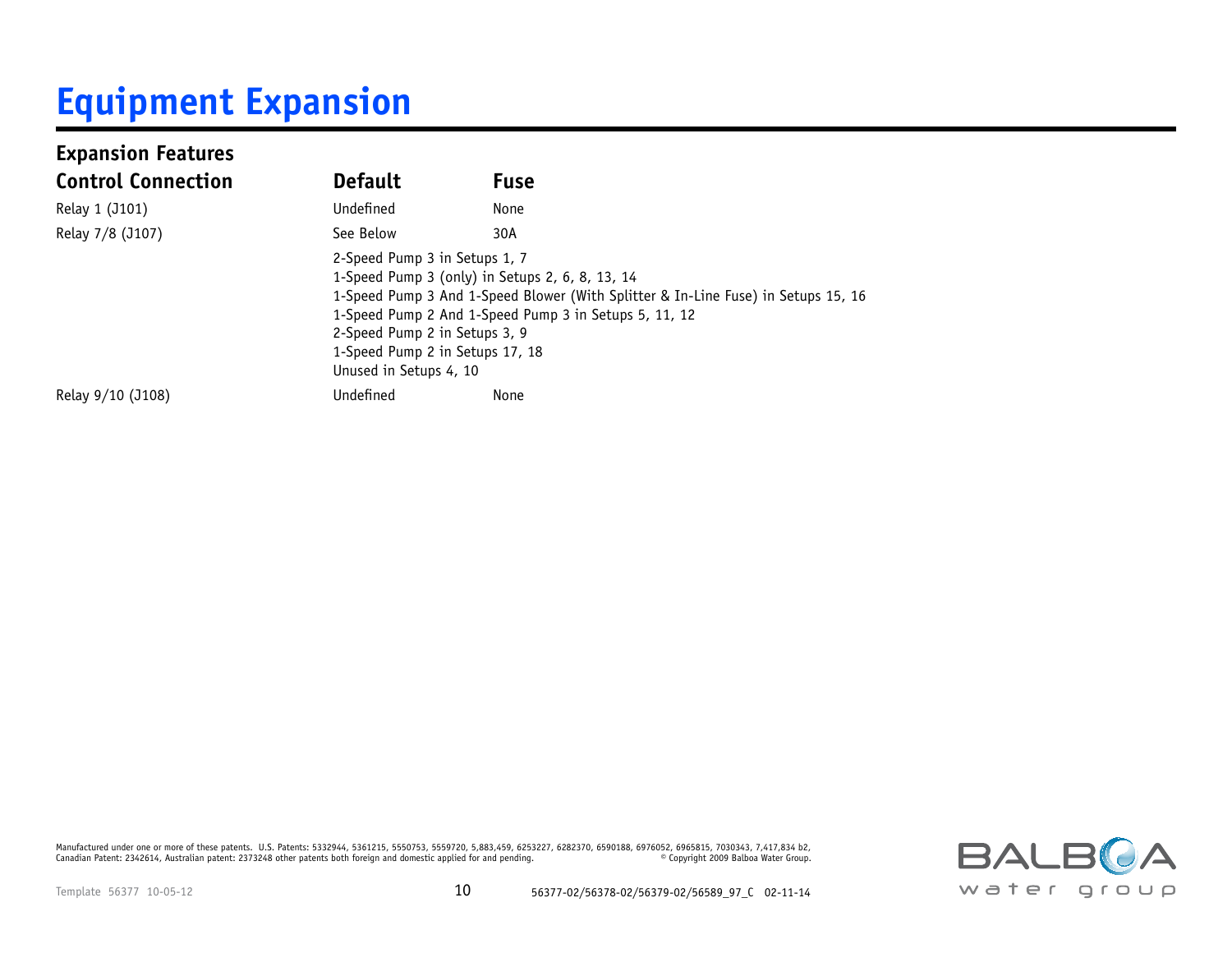# Equipment Expansion

## Expansion Features

| Control Connection | Default | Fuse |
|---|---|---|
| Relay 1 (J101) | Undefined | None |
| Relay 7/8 (J107) | See Below | 30A |
| | 2-Speed Pump 3 in Setups 1, 7<br>1-Speed Pump 3 (only) in Setups 2, 6, 8, 13, 14<br>1-Speed Pump 3 And 1-Speed Blower (With Splitter & In-Line Fuse) in Setups 15, 16<br>1-Speed Pump 2 And 1-Speed Pump 3 in Setups 5, 11, 12<br>2-Speed Pump 2 in Setups 3, 9<br>1-Speed Pump 2 in Setups 17, 18<br>Unused in Setups 4, 10 | |
| Relay 9/10 (J108) | Undefined | None |

Manufactured under one or more of these patents. U.S. Patents: 5332944, 5361215, 5550753, 5559720, 5,883,459, 6253227, 6282370, 6590188, 6976052, 6965815, 7030343, 7,417,834 b2, Canadian Patent: 2342614, Australian patent: 2373248 other patents both foreign and domestic applied for and pending. © Copyright 2009 Balboa Water Group.

Template 56377 10-05-12

56377-02/56378-02/56379-02/56589_97_C 02-11-14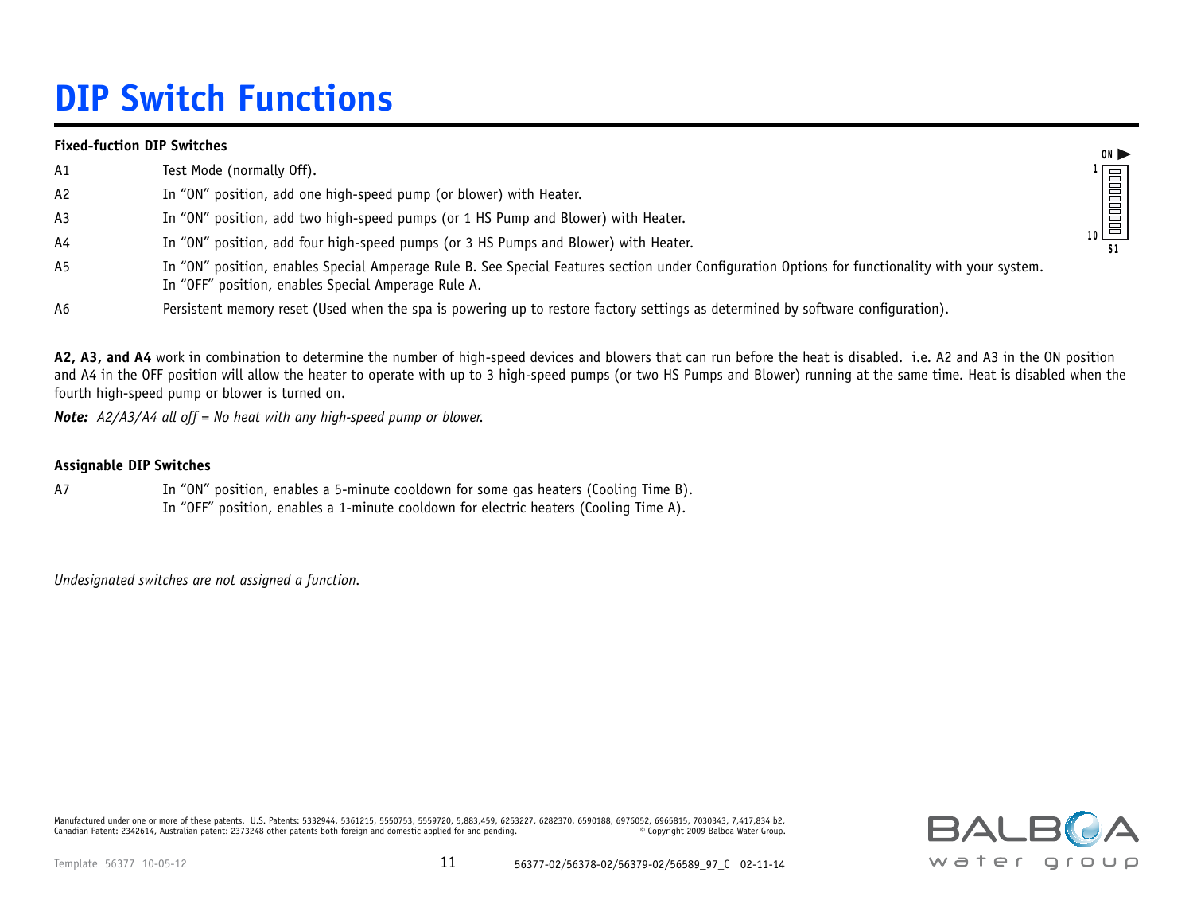# DIP Switch Functions

**Fixed-fuction DIP Switches**

| | |
|---|---|
| A1 | Test Mode (normally Off). |
| A2 | In "ON" position, add one high-speed pump (or blower) with Heater. |
| A3 | In "ON" position, add two high-speed pumps (or 1 HS Pump and Blower) with Heater. |
| A4 | In "ON" position, add four high-speed pumps (or 3 HS Pumps and Blower) with Heater. |
| A5 | In "ON" position, enables Special Amperage Rule B. See Special Features section under Configuration Options for functionality with your system. In "OFF" position, enables Special Amperage Rule A. |
| A6 | Persistent memory reset (Used when the spa is powering up to restore factory settings as determined by software configuration). |

**A2, A3, and A4** work in combination to determine the number of high-speed devices and blowers that can run before the heat is disabled. i.e. A2 and A3 in the ON position and A4 in the OFF position will allow the heater to operate with up to 3 high-speed pumps (or two HS Pumps and Blower) running at the same time. Heat is disabled when the fourth high-speed pump or blower is turned on.

***Note:*** *A2/A3/A4 all off = No heat with any high-speed pump or blower.*

**Assignable DIP Switches**

| | |
|---|---|
| A7 | In "ON" position, enables a 5-minute cooldown for some gas heaters (Cooling Time B). In "OFF" position, enables a 1-minute cooldown for electric heaters (Cooling Time A). |

*Undesignated switches are not assigned a function.*

Manufactured under one or more of these patents. U.S. Patents: 5332944, 5361215, 5550753, 5559720, 5,883,459, 6253227, 6282370, 6590188, 6976052, 6965815, 7030343, 7,417,834 b2, Canadian Patent: 2342614, Australian patent: 2373248 other patents both foreign and domestic applied for and pending. © Copyright 2009 Balboa Water Group.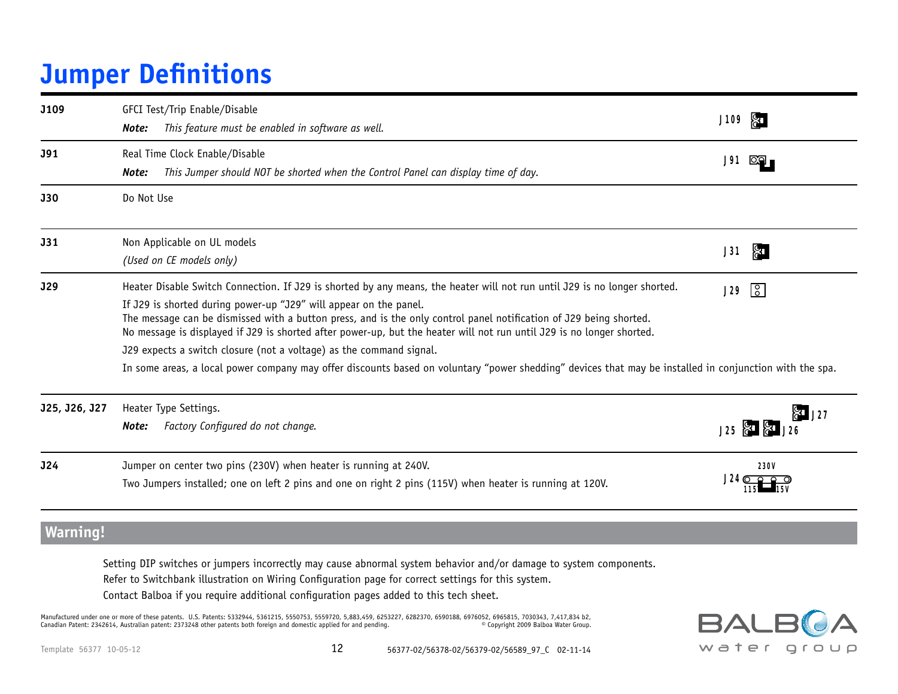# Jumper Definitions

| | | |
|---|---|---|
| **J109** | GFCI Test/Trip Enable/Disable<br>***Note:*** *This feature must be enabled in software as well.* | J109 |
| **J91** | Real Time Clock Enable/Disable<br>***Note:*** *This Jumper should NOT be shorted when the Control Panel can display time of day.* | J91 |
| **J30** | Do Not Use | |
| **J31** | Non Applicable on UL models<br>*(Used on CE models only)* | J31 |
| **J29** | Heater Disable Switch Connection. If J29 is shorted by any means, the heater will not run until J29 is no longer shorted.<br>If J29 is shorted during power-up "J29" will appear on the panel.<br>The message can be dismissed with a button press, and is the only control panel notification of J29 being shorted.<br>No message is displayed if J29 is shorted after power-up, but the heater will not run until J29 is no longer shorted.<br>J29 expects a switch closure (not a voltage) as the command signal.<br>In some areas, a local power company may offer discounts based on voluntary "power shedding" devices that may be installed in conjunction with the spa. | J29 |
| **J25, J26, J27** | Heater Type Settings.<br>***Note:*** *Factory Configured do not change.* | J27<br>J25 J26 |
| **J24** | Jumper on center two pins (230V) when heater is running at 240V.<br>Two Jumpers installed; one on left 2 pins and one on right 2 pins (115V) when heater is running at 120V. | 230V<br>J24<br>115 115V |

## Warning!

Setting DIP switches or jumpers incorrectly may cause abnormal system behavior and/or damage to system components.
Refer to Switchbank illustration on Wiring Configuration page for correct settings for this system.
Contact Balboa if you require additional configuration pages added to this tech sheet.

Manufactured under one or more of these patents. U.S. Patents: 5332944, 5361215, 5550753, 5559720, 5,883,459, 6253227, 6282370, 6590188, 6976052, 6965815, 7030343, 7,417,834 b2, Canadian Patent: 2342614, Australian patent: 2373248 other patents both foreign and domestic applied for and pending. © Copyright 2009 Balboa Water Group.

Template 56377 10-05-12 56377-02/56378-02/56379-02/56589_97_C 02-11-14

BALBOA water group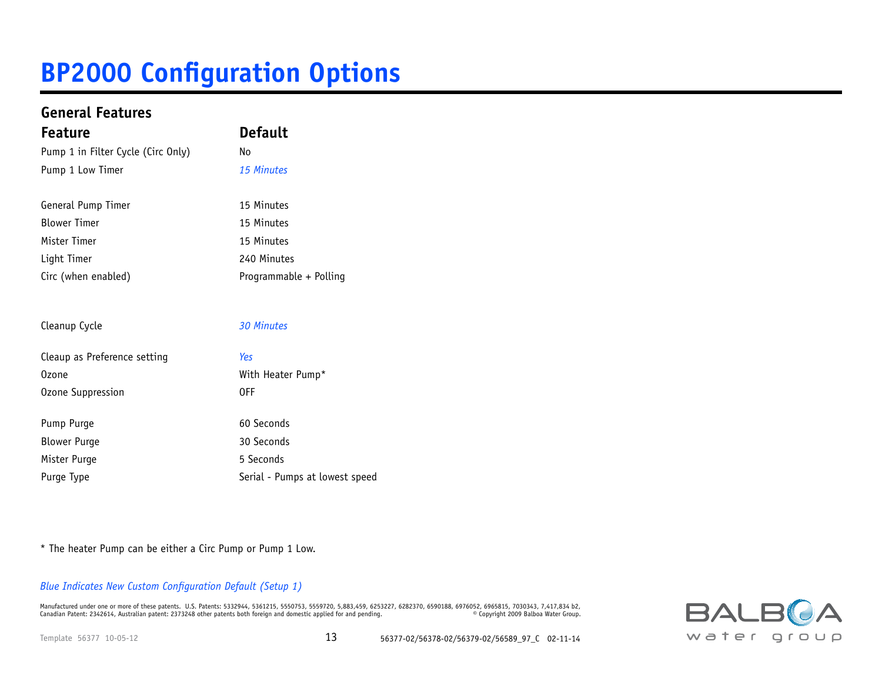# BP2000 Configuration Options

## General Features

| Feature | Default |
|---|---|
| Pump 1 in Filter Cycle (Circ Only) | No |
| Pump 1 Low Timer | *15 Minutes* |
| | |
| General Pump Timer | 15 Minutes |
| Blower Timer | 15 Minutes |
| Mister Timer | 15 Minutes |
| Light Timer | 240 Minutes |
| Circ (when enabled) | Programmable + Polling |
| | |
| Cleanup Cycle | *30 Minutes* |
| | |
| Cleaup as Preference setting | *Yes* |
| Ozone | With Heater Pump* |
| Ozone Suppression | OFF |
| | |
| Pump Purge | 60 Seconds |
| Blower Purge | 30 Seconds |
| Mister Purge | 5 Seconds |
| Purge Type | Serial - Pumps at lowest speed |

* The heater Pump can be either a Circ Pump or Pump 1 Low.

*Blue Indicates New Custom Configuration Default (Setup 1)*

Manufactured under one or more of these patents. U.S. Patents: 5332944, 5361215, 5550753, 5559720, 5,883,459, 6253227, 6282370, 6590188, 6976052, 6965815, 7030343, 7,417,834 b2, Canadian Patent: 2342614, Australian patent: 2373248 other patents both foreign and domestic applied for and pending. © Copyright 2009 Balboa Water Group.

Template 56377 10-05-12

56377-02/56378-02/56379-02/56589_97_C 02-11-14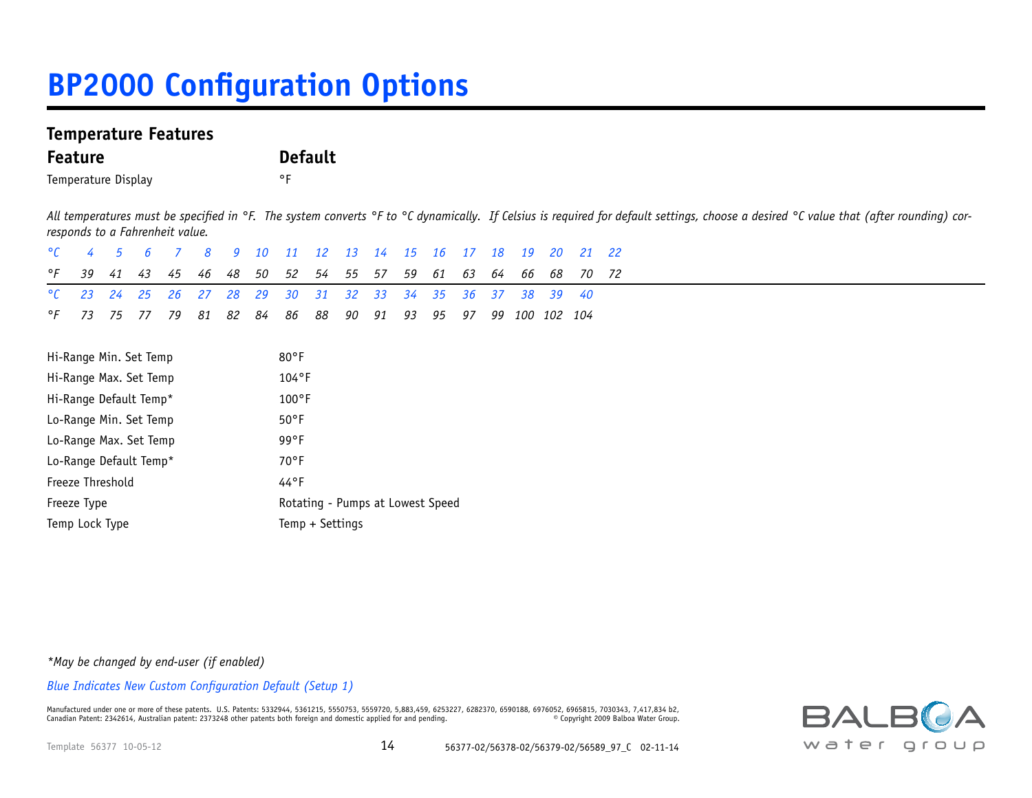# BP2000 Configuration Options

## Temperature Features

| Feature | Default |
|---|---|
| Temperature Display | °F |

*All temperatures must be specified in °F. The system converts °F to °C dynamically. If Celsius is required for default settings, choose a desired °C value that (after rounding) corresponds to a Fahrenheit value.*

| °C | 4 | 5 | 6 | 7 | 8 | 9 | 10 | 11 | 12 | 13 | 14 | 15 | 16 | 17 | 18 | 19 | 20 | 21 | 22 |
|---|---|---|---|---|---|---|---|---|---|---|---|---|---|---|---|---|---|---|---|
| °F | 39 | 41 | 43 | 45 | 46 | 48 | 50 | 52 | 54 | 55 | 57 | 59 | 61 | 63 | 64 | 66 | 68 | 70 | 72 |
| °C | 23 | 24 | 25 | 26 | 27 | 28 | 29 | 30 | 31 | 32 | 33 | 34 | 35 | 36 | 37 | 38 | 39 | 40 | |
| °F | 73 | 75 | 77 | 79 | 81 | 82 | 84 | 86 | 88 | 90 | 91 | 93 | 95 | 97 | 99 | 100 | 102 | 104 | |

| Feature | Default |
|---|---|
| Hi-Range Min. Set Temp | 80°F |
| Hi-Range Max. Set Temp | 104°F |
| Hi-Range Default Temp* | 100°F |
| Lo-Range Min. Set Temp | 50°F |
| Lo-Range Max. Set Temp | 99°F |
| Lo-Range Default Temp* | 70°F |
| Freeze Threshold | 44°F |
| Freeze Type | Rotating - Pumps at Lowest Speed |
| Temp Lock Type | Temp + Settings |

*\*May be changed by end-user (if enabled)*

*Blue Indicates New Custom Configuration Default (Setup 1)*

Manufactured under one or more of these patents. U.S. Patents: 5332944, 5361215, 5550753, 5559720, 5,883,459, 6253227, 6282370, 6590188, 6976052, 6965815, 7030343, 7,417,834 b2, Canadian Patent: 2342614, Australian patent: 2373248 other patents both foreign and domestic applied for and pending. © Copyright 2009 Balboa Water Group.

Template 56377 10-05-12

56377-02/56378-02/56379-02/56589_97_C 02-11-14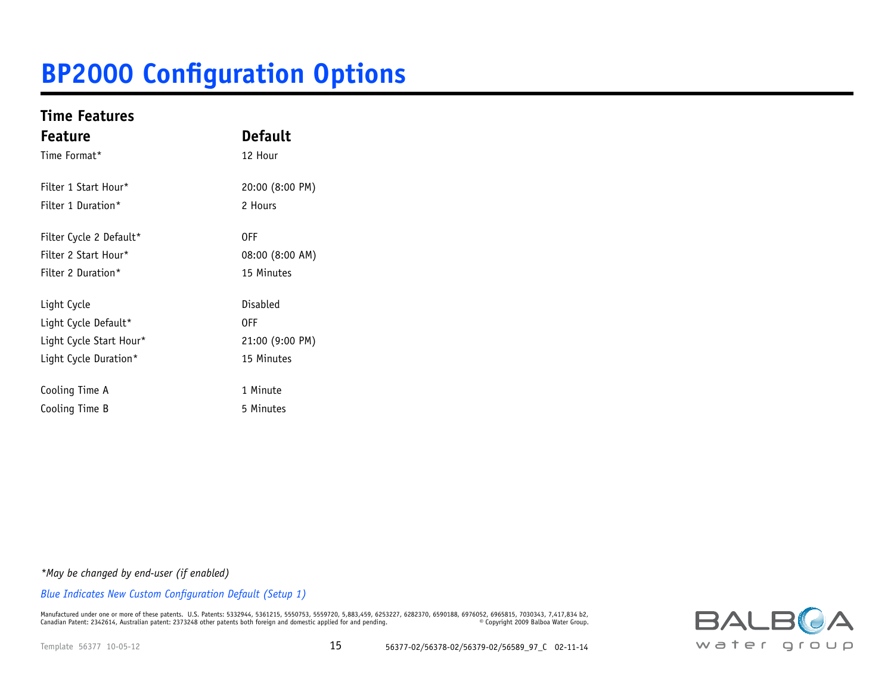# BP2000 Configuration Options

## Time Features

| Feature | Default |
|---|---|
| Time Format* | 12 Hour |
| Filter 1 Start Hour* | 20:00 (8:00 PM) |
| Filter 1 Duration* | 2 Hours |
| Filter Cycle 2 Default* | OFF |
| Filter 2 Start Hour* | 08:00 (8:00 AM) |
| Filter 2 Duration* | 15 Minutes |
| Light Cycle | Disabled |
| Light Cycle Default* | OFF |
| Light Cycle Start Hour* | 21:00 (9:00 PM) |
| Light Cycle Duration* | 15 Minutes |
| Cooling Time A | 1 Minute |
| Cooling Time B | 5 Minutes |

*\*May be changed by end-user (if enabled)*

*Blue Indicates New Custom Configuration Default (Setup 1)*

Manufactured under one or more of these patents. U.S. Patents: 5332944, 5361215, 5550753, 5559720, 5,883,459, 6253227, 6282370, 6590188, 6976052, 6965815, 7030343, 7,417,834 b2, Canadian Patent: 2342614, Australian patent: 2373248 other patents both foreign and domestic applied for and pending. © Copyright 2009 Balboa Water Group.

Template 56377 10-05-12

56377-02/56378-02/56379-02/56589_97_C 02-11-14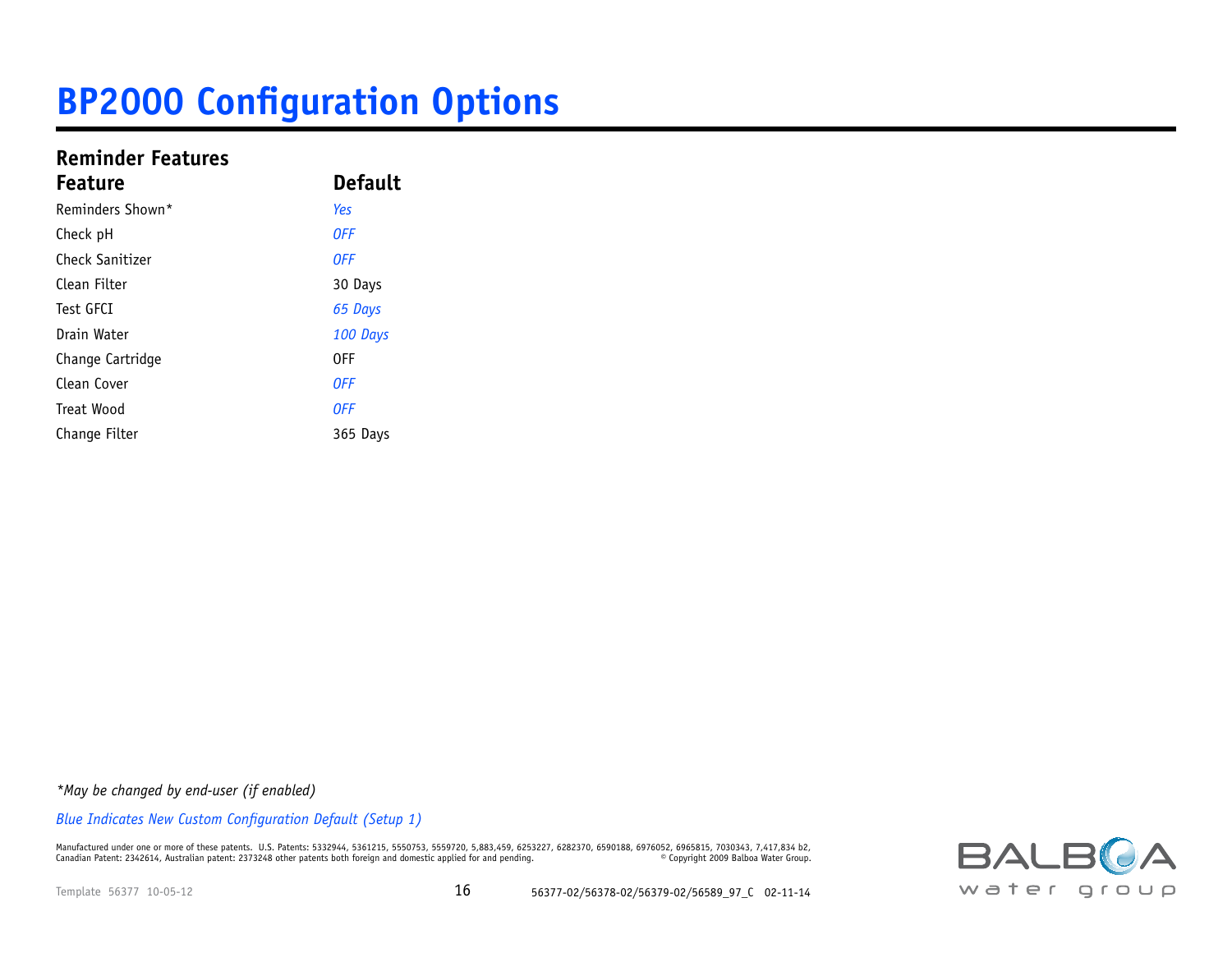# BP2000 Configuration Options

## Reminder Features

| Feature | Default |
|---|---|
| Reminders Shown* | *Yes* |
| Check pH | *OFF* |
| Check Sanitizer | *OFF* |
| Clean Filter | 30 Days |
| Test GFCI | *65 Days* |
| Drain Water | *100 Days* |
| Change Cartridge | OFF |
| Clean Cover | *OFF* |
| Treat Wood | *OFF* |
| Change Filter | 365 Days |

*\*May be changed by end-user (if enabled)*

*Blue Indicates New Custom Configuration Default (Setup 1)*

Manufactured under one or more of these patents. U.S. Patents: 5332944, 5361215, 5550753, 5559720, 5,883,459, 6253227, 6282370, 6590188, 6976052, 6965815, 7030343, 7,417,834 b2, Canadian Patent: 2342614, Australian patent: 2373248 other patents both foreign and domestic applied for and pending. © Copyright 2009 Balboa Water Group.

Template 56377 10-05-12

56377-02/56378-02/56379-02/56589_97_C 02-11-14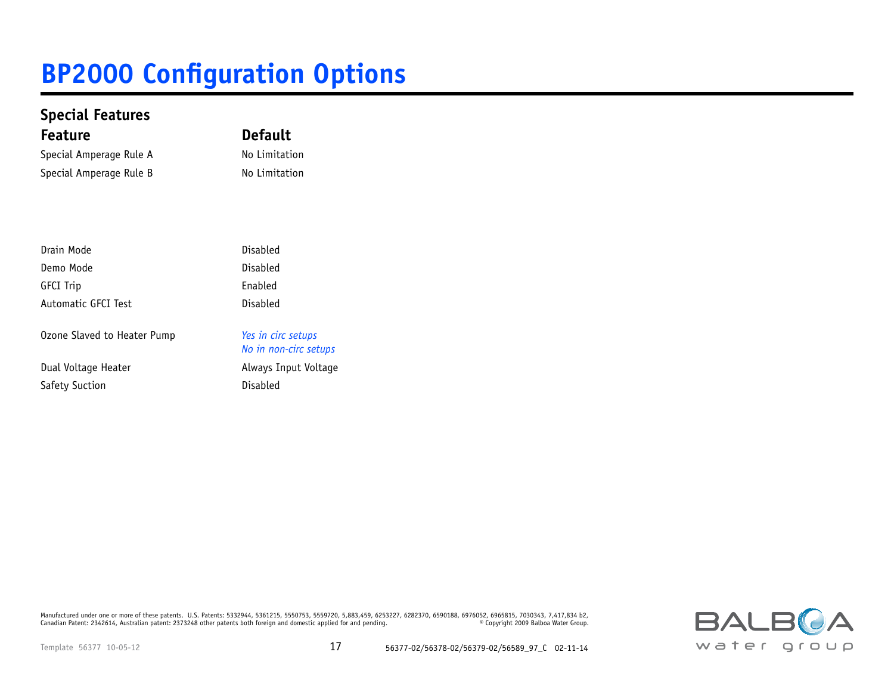# BP2000 Configuration Options

## Special Features

| Feature | Default |
|---|---|
| Special Amperage Rule A | No Limitation |
| Special Amperage Rule B | No Limitation |
| | |
| Drain Mode | Disabled |
| Demo Mode | Disabled |
| GFCI Trip | Enabled |
| Automatic GFCI Test | Disabled |
| Ozone Slaved to Heater Pump | *Yes in circ setups*<br>*No in non-circ setups* |
| Dual Voltage Heater | Always Input Voltage |
| Safety Suction | Disabled |

Manufactured under one or more of these patents. U.S. Patents: 5332944, 5361215, 5550753, 5559720, 5,883,459, 6253227, 6282370, 6590188, 6976052, 6965815, 7030343, 7,417,834 b2, Canadian Patent: 2342614, Australian patent: 2373248 other patents both foreign and domestic applied for and pending. © Copyright 2009 Balboa Water Group.

Template 56377 10-05-12

56377-02/56378-02/56379-02/56589_97_C 02-11-14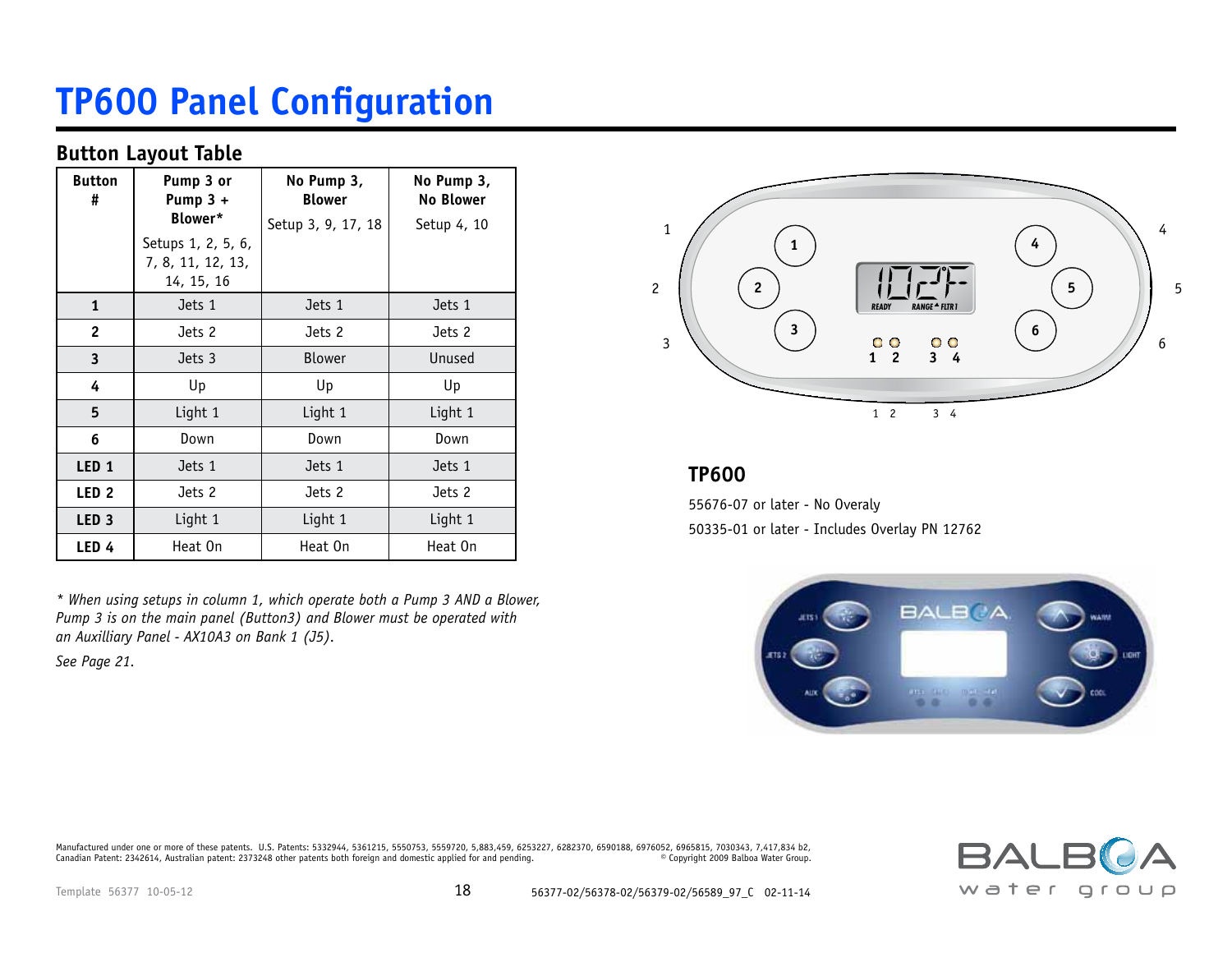# TP600 Panel Configuration

## Button Layout Table

| Button # | Pump 3 or Pump 3 + Blower* Setups 1, 2, 5, 6, 7, 8, 11, 12, 13, 14, 15, 16 | No Pump 3, Blower Setup 3, 9, 17, 18 | No Pump 3, No Blower Setup 4, 10 |
|---|---|---|---|
| **1** | Jets 1 | Jets 1 | Jets 1 |
| **2** | Jets 2 | Jets 2 | Jets 2 |
| **3** | Jets 3 | Blower | Unused |
| **4** | Up | Up | Up |
| **5** | Light 1 | Light 1 | Light 1 |
| **6** | Down | Down | Down |
| **LED 1** | Jets 1 | Jets 1 | Jets 1 |
| **LED 2** | Jets 2 | Jets 2 | Jets 2 |
| **LED 3** | Light 1 | Light 1 | Light 1 |
| **LED 4** | Heat On | Heat On | Heat On |

*\* When using setups in column 1, which operate both a Pump 3 AND a Blower, Pump 3 is on the main panel (Button3) and Blower must be operated with an Auxilliary Panel - AX10A3 on Bank 1 (J5).*

*See Page 21.*

### TP600

55676-07 or later - No Overaly

50335-01 or later - Includes Overlay PN 12762

Manufactured under one or more of these patents. U.S. Patents: 5332944, 5361215, 5550753, 5559720, 5,883,459, 6253227, 6282370, 6590188, 6976052, 6965815, 7030343, 7,417,834 b2, Canadian Patent: 2342614, Australian patent: 2373248 other patents both foreign and domestic applied for and pending. © Copyright 2009 Balboa Water Group.

Template 56377 10-05-12

56377-02/56378-02/56379-02/56589_97_C 02-11-14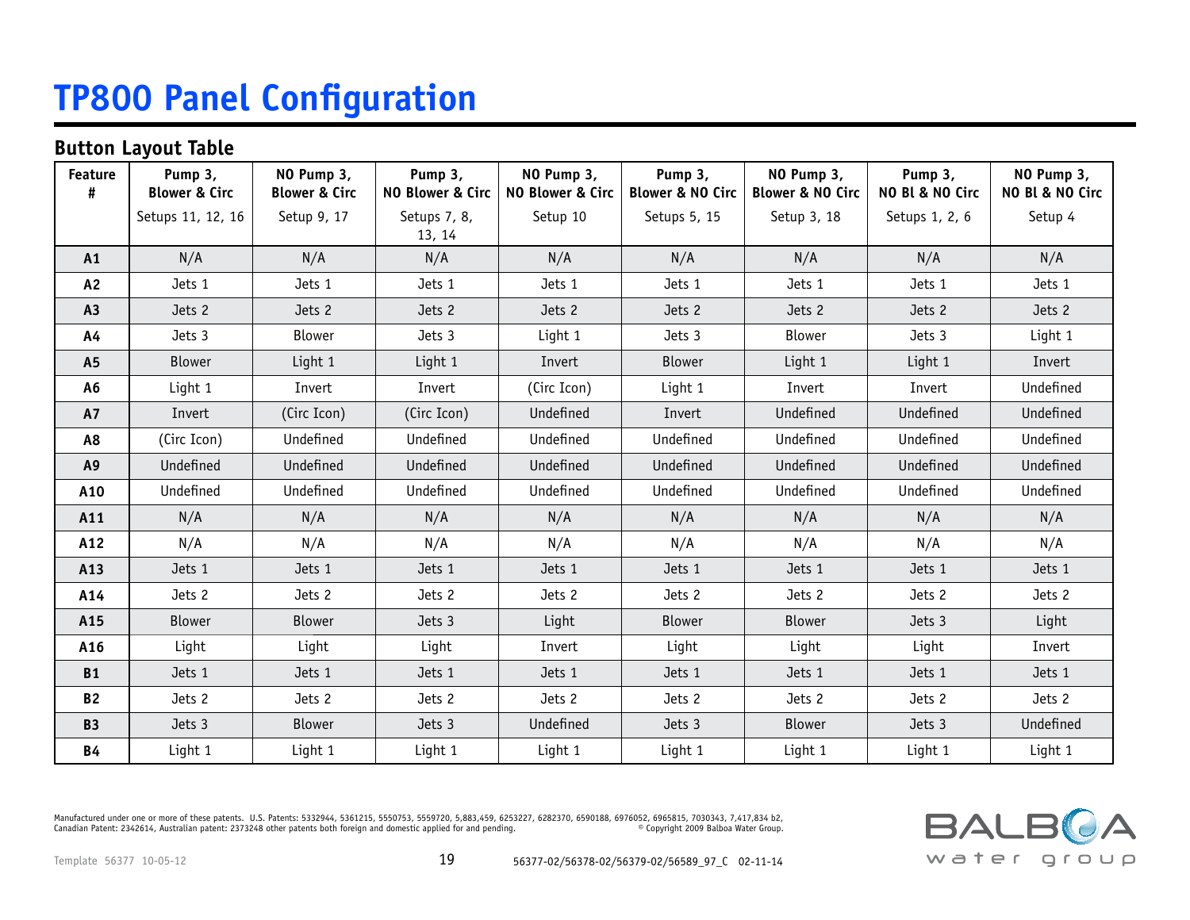# TP800 Panel Configuration

## Button Layout Table

| Feature # | Pump 3, Blower & Circ<br>Setups 11, 12, 16 | NO Pump 3, Blower & Circ<br>Setup 9, 17 | Pump 3, NO Blower & Circ<br>Setups 7, 8, 13, 14 | NO Pump 3, NO Blower & Circ<br>Setup 10 | Pump 3, Blower & NO Circ<br>Setups 5, 15 | NO Pump 3, Blower & NO Circ<br>Setup 3, 18 | Pump 3, NO Bl & NO Circ<br>Setups 1, 2, 6 | NO Pump 3, NO Bl & NO Circ<br>Setup 4 |
|---|---|---|---|---|---|---|---|---|
| **A1** | N/A | N/A | N/A | N/A | N/A | N/A | N/A | N/A |
| **A2** | Jets 1 | Jets 1 | Jets 1 | Jets 1 | Jets 1 | Jets 1 | Jets 1 | Jets 1 |
| **A3** | Jets 2 | Jets 2 | Jets 2 | Jets 2 | Jets 2 | Jets 2 | Jets 2 | Jets 2 |
| **A4** | Jets 3 | Blower | Jets 3 | Light 1 | Jets 3 | Blower | Jets 3 | Light 1 |
| **A5** | Blower | Light 1 | Light 1 | Invert | Blower | Light 1 | Light 1 | Invert |
| **A6** | Light 1 | Invert | Invert | (Circ Icon) | Light 1 | Invert | Invert | Undefined |
| **A7** | Invert | (Circ Icon) | (Circ Icon) | Undefined | Invert | Undefined | Undefined | Undefined |
| **A8** | (Circ Icon) | Undefined | Undefined | Undefined | Undefined | Undefined | Undefined | Undefined |
| **A9** | Undefined | Undefined | Undefined | Undefined | Undefined | Undefined | Undefined | Undefined |
| **A10** | Undefined | Undefined | Undefined | Undefined | Undefined | Undefined | Undefined | Undefined |
| **A11** | N/A | N/A | N/A | N/A | N/A | N/A | N/A | N/A |
| **A12** | N/A | N/A | N/A | N/A | N/A | N/A | N/A | N/A |
| **A13** | Jets 1 | Jets 1 | Jets 1 | Jets 1 | Jets 1 | Jets 1 | Jets 1 | Jets 1 |
| **A14** | Jets 2 | Jets 2 | Jets 2 | Jets 2 | Jets 2 | Jets 2 | Jets 2 | Jets 2 |
| **A15** | Blower | Blower | Jets 3 | Light | Blower | Blower | Jets 3 | Light |
| **A16** | Light | Light | Light | Invert | Light | Light | Light | Invert |
| **B1** | Jets 1 | Jets 1 | Jets 1 | Jets 1 | Jets 1 | Jets 1 | Jets 1 | Jets 1 |
| **B2** | Jets 2 | Jets 2 | Jets 2 | Jets 2 | Jets 2 | Jets 2 | Jets 2 | Jets 2 |
| **B3** | Jets 3 | Blower | Jets 3 | Undefined | Jets 3 | Blower | Jets 3 | Undefined |
| **B4** | Light 1 | Light 1 | Light 1 | Light 1 | Light 1 | Light 1 | Light 1 | Light 1 |

Manufactured under one or more of these patents. U.S. Patents: 5332944, 5361215, 5550753, 5559720, 5,883,459, 6253227, 6282370, 6590188, 6976052, 6965815, 7030343, 7,417,834 b2, Canadian Patent: 2342614, Australian patent: 2373248 other patents both foreign and domestic applied for and pending. © Copyright 2009 Balboa Water Group.

Template 56377 10-05-12

56377-02/56378-02/56379-02/56589_97_C 02-11-14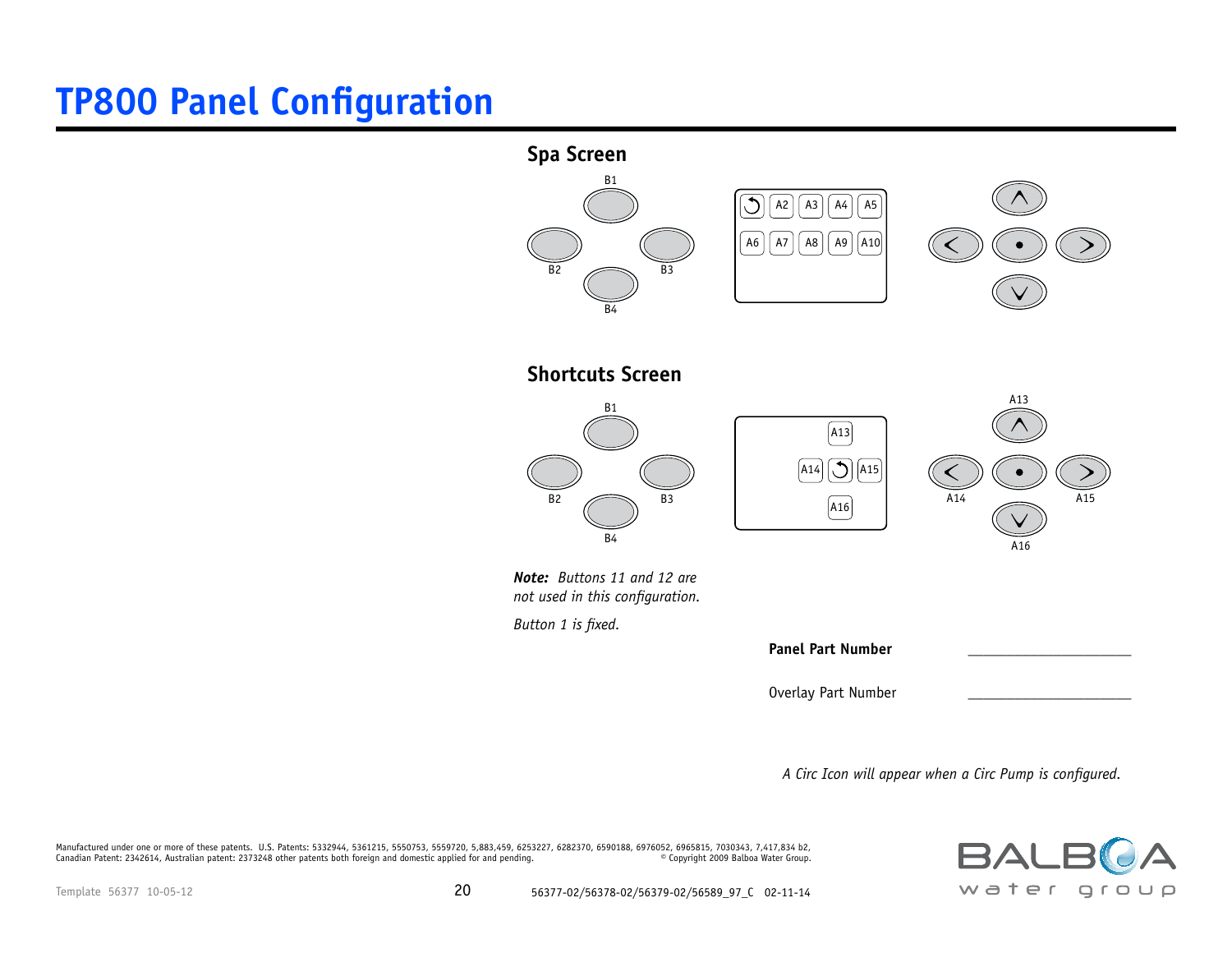# TP800 Panel Configuration

## Spa Screen

B1

B2 B3

B4

A2 A3 A4 A5

A6 A7 A8 A9 A10

## Shortcuts Screen

B1

B2 B3

B4

A13

A14 A15

A16

A13

A14 A15

A16

***Note:*** *Buttons 11 and 12 are not used in this configuration.*

*Button 1 is fixed.*

**Panel Part Number** ____________________

Overlay Part Number ____________________

*A Circ Icon will appear when a Circ Pump is configured.*

Manufactured under one or more of these patents. U.S. Patents: 5332944, 5361215, 5550753, 5559720, 5,883,459, 6253227, 6282370, 6590188, 6976052, 6965815, 7030343, 7,417,834 b2, Canadian Patent: 2342614, Australian patent: 2373248 other patents both foreign and domestic applied for and pending. © Copyright 2009 Balboa Water Group.

Template 56377 10-05-12

56377-02/56378-02/56379-02/56589_97_C 02-11-14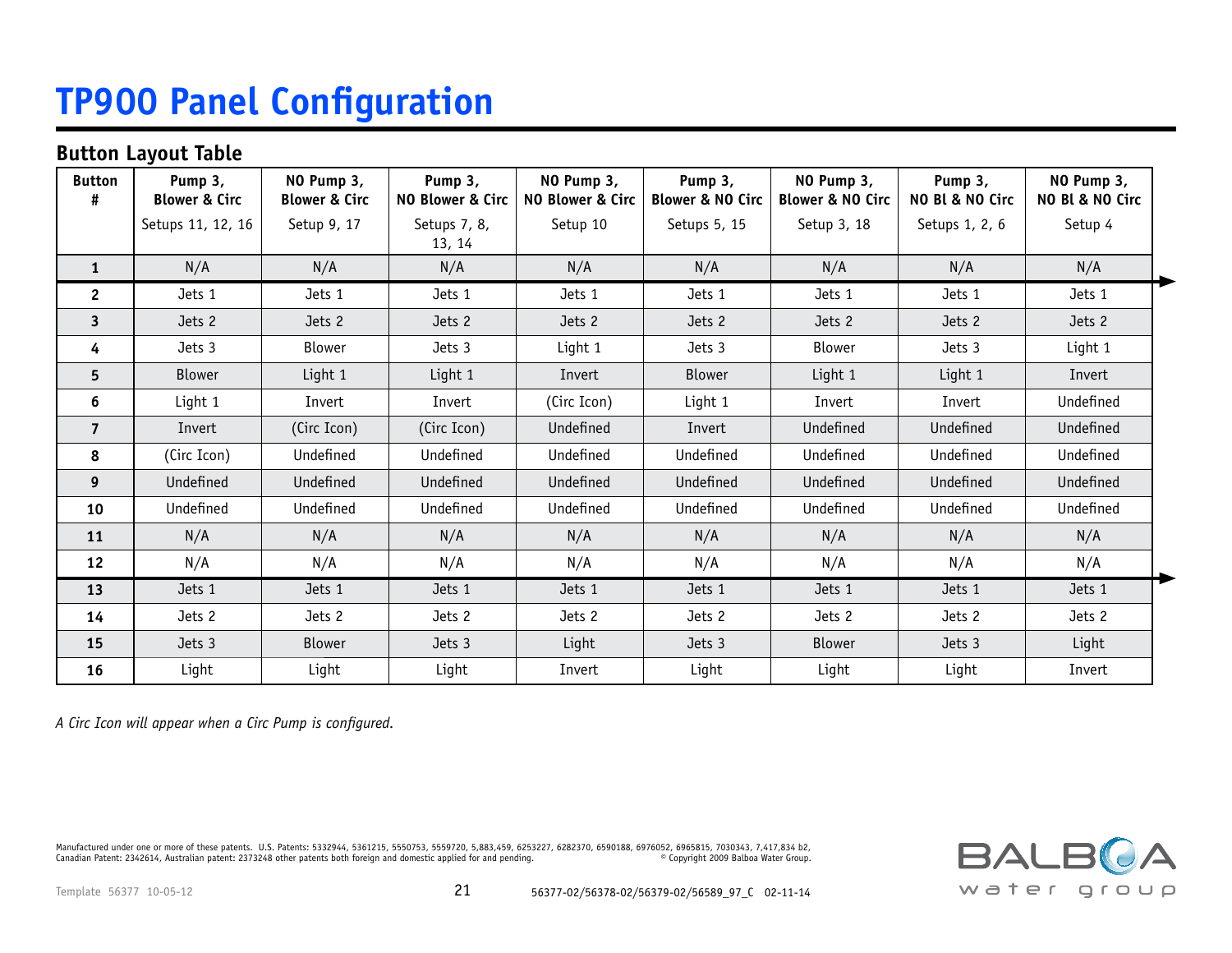# TP900 Panel Configuration

## Button Layout Table

| Button # | Pump 3, Blower & Circ Setups 11, 12, 16 | NO Pump 3, Blower & Circ Setup 9, 17 | Pump 3, NO Blower & Circ Setups 7, 8, 13, 14 | NO Pump 3, NO Blower & Circ Setup 10 | Pump 3, Blower & NO Circ Setups 5, 15 | NO Pump 3, Blower & NO Circ Setup 3, 18 | Pump 3, NO Bl & NO Circ Setups 1, 2, 6 | NO Pump 3, NO Bl & NO Circ Setup 4 |
|---|---|---|---|---|---|---|---|---|
| 1 | N/A | N/A | N/A | N/A | N/A | N/A | N/A | N/A |
| 2 | Jets 1 | Jets 1 | Jets 1 | Jets 1 | Jets 1 | Jets 1 | Jets 1 | Jets 1 |
| 3 | Jets 2 | Jets 2 | Jets 2 | Jets 2 | Jets 2 | Jets 2 | Jets 2 | Jets 2 |
| 4 | Jets 3 | Blower | Jets 3 | Light 1 | Jets 3 | Blower | Jets 3 | Light 1 |
| 5 | Blower | Light 1 | Light 1 | Invert | Blower | Light 1 | Light 1 | Invert |
| 6 | Light 1 | Invert | Invert | (Circ Icon) | Light 1 | Invert | Invert | Undefined |
| 7 | Invert | (Circ Icon) | (Circ Icon) | Undefined | Invert | Undefined | Undefined | Undefined |
| 8 | (Circ Icon) | Undefined | Undefined | Undefined | Undefined | Undefined | Undefined | Undefined |
| 9 | Undefined | Undefined | Undefined | Undefined | Undefined | Undefined | Undefined | Undefined |
| 10 | Undefined | Undefined | Undefined | Undefined | Undefined | Undefined | Undefined | Undefined |
| 11 | N/A | N/A | N/A | N/A | N/A | N/A | N/A | N/A |
| 12 | N/A | N/A | N/A | N/A | N/A | N/A | N/A | N/A |
| 13 | Jets 1 | Jets 1 | Jets 1 | Jets 1 | Jets 1 | Jets 1 | Jets 1 | Jets 1 |
| 14 | Jets 2 | Jets 2 | Jets 2 | Jets 2 | Jets 2 | Jets 2 | Jets 2 | Jets 2 |
| 15 | Jets 3 | Blower | Jets 3 | Light | Jets 3 | Blower | Jets 3 | Light |
| 16 | Light | Light | Light | Invert | Light | Light | Light | Invert |

*A Circ Icon will appear when a Circ Pump is configured.*

Manufactured under one or more of these patents. U.S. Patents: 5332944, 5361215, 5550753, 5559720, 5,883,459, 6253227, 6282370, 6590188, 6976052, 6965815, 7030343, 7,417,834 b2, Canadian Patent: 2342614, Australian patent: 2373248 other patents both foreign and domestic applied for and pending. © Copyright 2009 Balboa Water Group.

Template 56377 10-05-12

56377-02/56378-02/56379-02/56589_97_C 02-11-14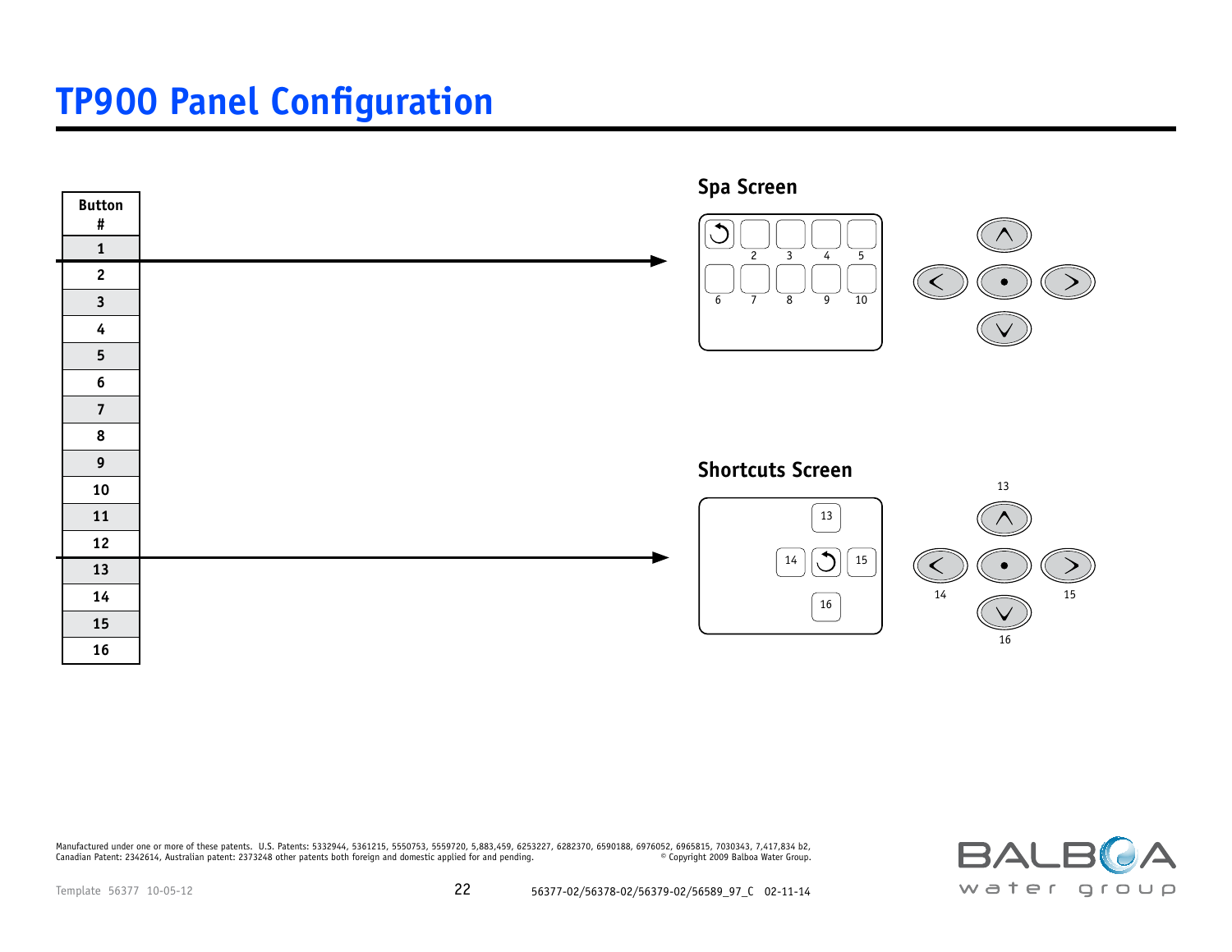# TP900 Panel Configuration

| Button # |
|---|
| 1 |
| 2 |
| 3 |
| 4 |
| 5 |
| 6 |
| 7 |
| 8 |
| 9 |
| 10 |
| 11 |
| 12 |
| 13 |
| 14 |
| 15 |
| 16 |

## Spa Screen

2 3 4 5

6 7 8 9 10

## Shortcuts Screen

13

14 15

16

Manufactured under one or more of these patents. U.S. Patents: 5332944, 5361215, 5550753, 5559720, 5,883,459, 6253227, 6282370, 6590188, 6976052, 6965815, 7030343, 7,417,834 b2, Canadian Patent: 2342614, Australian patent: 2373248 other patents both foreign and domestic applied for and pending. © Copyright 2009 Balboa Water Group.

Template 56377 10-05-12

56377-02/56378-02/56379-02/56589_97_C 02-11-14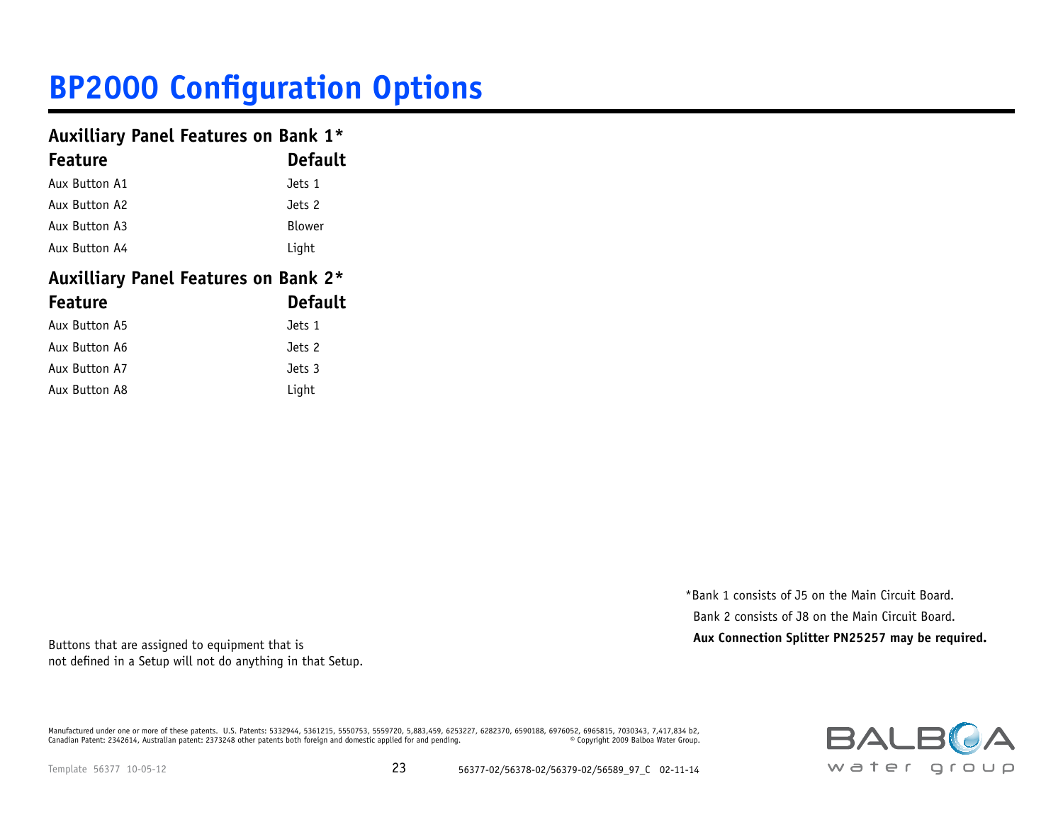# BP2000 Configuration Options

## Auxilliary Panel Features on Bank 1*

| Feature | Default |
| --- | --- |
| Aux Button A1 | Jets 1 |
| Aux Button A2 | Jets 2 |
| Aux Button A3 | Blower |
| Aux Button A4 | Light |

## Auxilliary Panel Features on Bank 2*

| Feature | Default |
| --- | --- |
| Aux Button A5 | Jets 1 |
| Aux Button A6 | Jets 2 |
| Aux Button A7 | Jets 3 |
| Aux Button A8 | Light |

*Bank 1 consists of J5 on the Main Circuit Board.
Bank 2 consists of J8 on the Main Circuit Board.
**Aux Connection Splitter PN25257 may be required.**

Buttons that are assigned to equipment that is not defined in a Setup will not do anything in that Setup.

Manufactured under one or more of these patents. U.S. Patents: 5332944, 5361215, 5550753, 5559720, 5,883,459, 6253227, 6282370, 6590188, 6976052, 6965815, 7030343, 7,417,834 b2, Canadian Patent: 2342614, Australian patent: 2373248 other patents both foreign and domestic applied for and pending. © Copyright 2009 Balboa Water Group.

Template 56377 10-05-12

56377-02/56378-02/56379-02/56589_97_C 02-11-14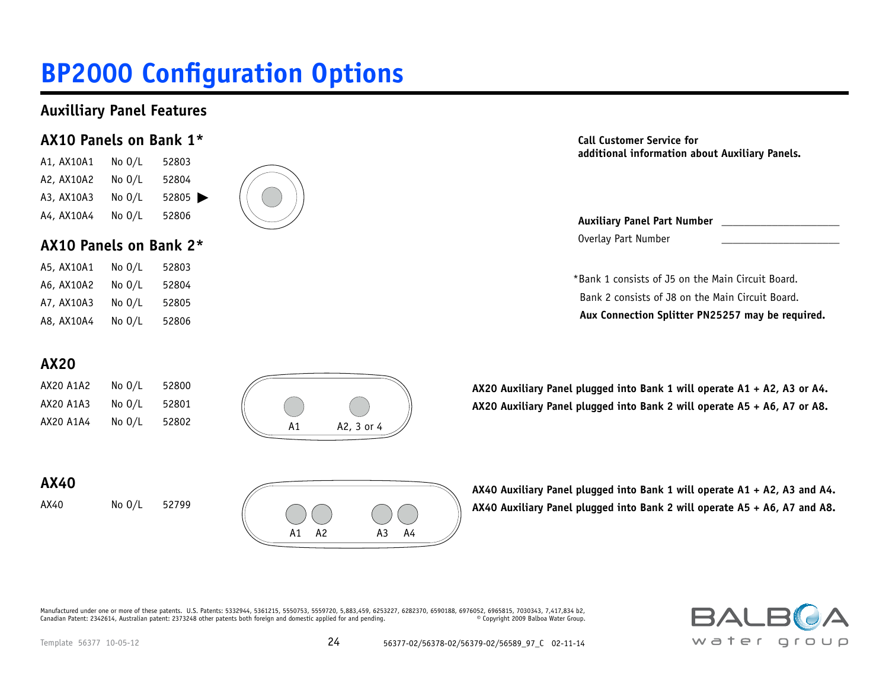# BP2000 Configuration Options

## Auxilliary Panel Features

### AX10 Panels on Bank 1*

| | | |
|---|---|---|
| A1, AX10A1 | No O/L | 52803 |
| A2, AX10A2 | No O/L | 52804 |
| A3, AX10A3 | No O/L | 52805 ▶ |
| A4, AX10A4 | No O/L | 52806 |

### AX10 Panels on Bank 2*

| | | |
|---|---|---|
| A5, AX10A1 | No O/L | 52803 |
| A6, AX10A2 | No O/L | 52804 |
| A7, AX10A3 | No O/L | 52805 |
| A8, AX10A4 | No O/L | 52806 |

**Call Customer Service for additional information about Auxiliary Panels.**

**Auxiliary Panel Part Number** ____________________

Overlay Part Number ____________________

*Bank 1 consists of J5 on the Main Circuit Board.
Bank 2 consists of J8 on the Main Circuit Board.
**Aux Connection Splitter PN25257 may be required.**

### AX20

| | | |
|---|---|---|
| AX20 A1A2 | No O/L | 52800 |
| AX20 A1A3 | No O/L | 52801 |
| AX20 A1A4 | No O/L | 52802 |

A1 A2, 3 or 4

**AX20 Auxiliary Panel plugged into Bank 1 will operate A1 + A2, A3 or A4.**
**AX20 Auxiliary Panel plugged into Bank 2 will operate A5 + A6, A7 or A8.**

### AX40

| | | |
|---|---|---|
| AX40 | No O/L | 52799 |

A1 A2 A3 A4

**AX40 Auxiliary Panel plugged into Bank 1 will operate A1 + A2, A3 and A4.**
**AX40 Auxiliary Panel plugged into Bank 2 will operate A5 + A6, A7 and A8.**

Manufactured under one or more of these patents. U.S. Patents: 5332944, 5361215, 5550753, 5559720, 5,883,459, 6253227, 6282370, 6590188, 6976052, 6965815, 7030343, 7,417,834 b2, Canadian Patent: 2342614, Australian patent: 2373248 other patents both foreign and domestic applied for and pending. © Copyright 2009 Balboa Water Group.

Template 56377 10-05-12 56377-02/56378-02/56379-02/56589_97_C 02-11-14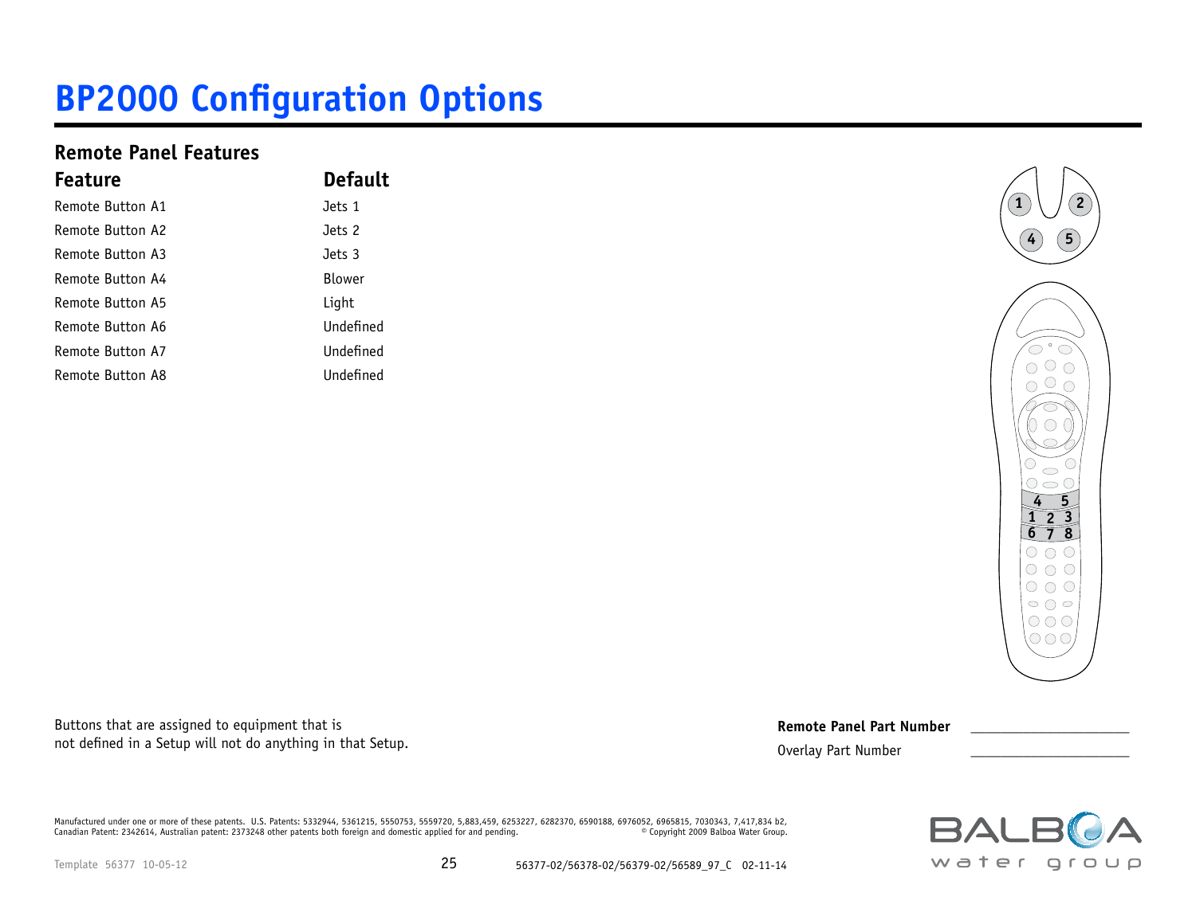# BP2000 Configuration Options

## Remote Panel Features

| Feature | Default |
|---|---|
| Remote Button A1 | Jets 1 |
| Remote Button A2 | Jets 2 |
| Remote Button A3 | Jets 3 |
| Remote Button A4 | Blower |
| Remote Button A5 | Light |
| Remote Button A6 | Undefined |
| Remote Button A7 | Undefined |
| Remote Button A8 | Undefined |

Buttons that are assigned to equipment that is not defined in a Setup will not do anything in that Setup.

**Remote Panel Part Number** ____________________

Overlay Part Number ____________________

Manufactured under one or more of these patents. U.S. Patents: 5332944, 5361215, 5550753, 5559720, 5,883,459, 6253227, 6282370, 6590188, 6976052, 6965815, 7030343, 7,417,834 b2, Canadian Patent: 2342614, Australian patent: 2373248 other patents both foreign and domestic applied for and pending. © Copyright 2009 Balboa Water Group.

Template 56377 10-05-12

56377-02/56378-02/56379-02/56589_97_C 02-11-14